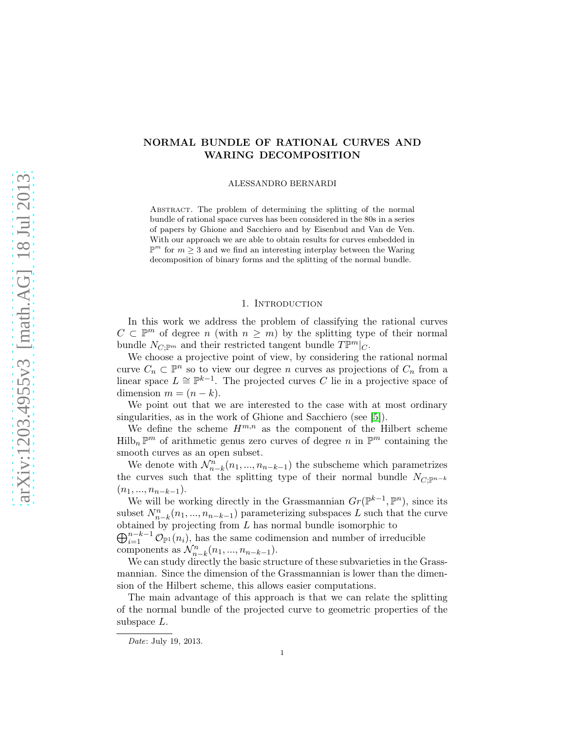# NORMAL BUNDLE OF RATIONAL CURVES AND WARING DECOMPOSITION

ALESSANDRO BERNARDI

Abstract. The problem of determining the splitting of the normal bundle of rational space curves has been considered in the 80s in a series of papers by Ghione and Sacchiero and by Eisenbud and Van de Ven. With our approach we are able to obtain results for curves embedded in $\mathbb{P}^m$ for $m \geq 3$ and we find an interesting interplay between the Waring decomposition of binary forms and the splitting of the normal bundle.

## 1. Introduction

In this work we address the problem of classifying the rational curves $C \subset \mathbb{P}^m$ of degree $n$ (with $n \geq m$) by the splitting type of their normal bundle $N_{C;\mathbb{P}^m}$ and their restricted tangent bundle $T\mathbb{P}^m|_C$.

We choose a projective point of view, by considering the rational normal curve $C_n \subset \mathbb{P}^n$ so to view our degree $n$ curves as projections of $C_n$ from a linear space $L \cong \mathbb{P}^{k-1}$. The projected curves $C$ lie in a projective space of dimension $m = (n-k)$.

We point out that we are interested to the case with at most ordinary singularities, as in the work of Ghione and Sacchiero (see [5]).

We define the scheme $H^{m,n}$ as the component of the Hilbert scheme $\mathrm{Hilb}_n \mathbb{P}^m$ of arithmetic genus zero curves of degree $n$ in $\mathbb{P}^m$ containing the smooth curves as an open subset.

We denote with $\mathcal{N}^n_{n-k}(n_1, ..., n_{n-k-1})$ the subscheme which parametrizes the curves such that the splitting type of their normal bundle $N_{C;\mathbb{P}^{n-k}}$ $(n_1, ..., n_{n-k-1})$.

We will be working directly in the Grassmannian $Gr(\mathbb{P}^{k-1}, \mathbb{P}^n)$, since its subset $N^n_{n-k}(n_1, ..., n_{n-k-1})$ parameterizing subspaces $L$ such that the curve obtained by projecting from $L$ has normal bundle isomorphic to $\bigoplus_{i=1}^{n-k-1} \mathcal{O}_{\mathbb{P}^1}(n_i)$, has the same codimension and number of irreducible components as $\mathcal{N}^n_{n-k}(n_1, ..., n_{n-k-1})$.

We can study directly the basic structure of these subvarieties in the Grassmannian. Since the dimension of the Grassmannian is lower than the dimension of the Hilbert scheme, this allows easier computations.

The main advantage of this approach is that we can relate the splitting of the normal bundle of the projected curve to geometric properties of the subspace $L$.

*Date*: July 19, 2013.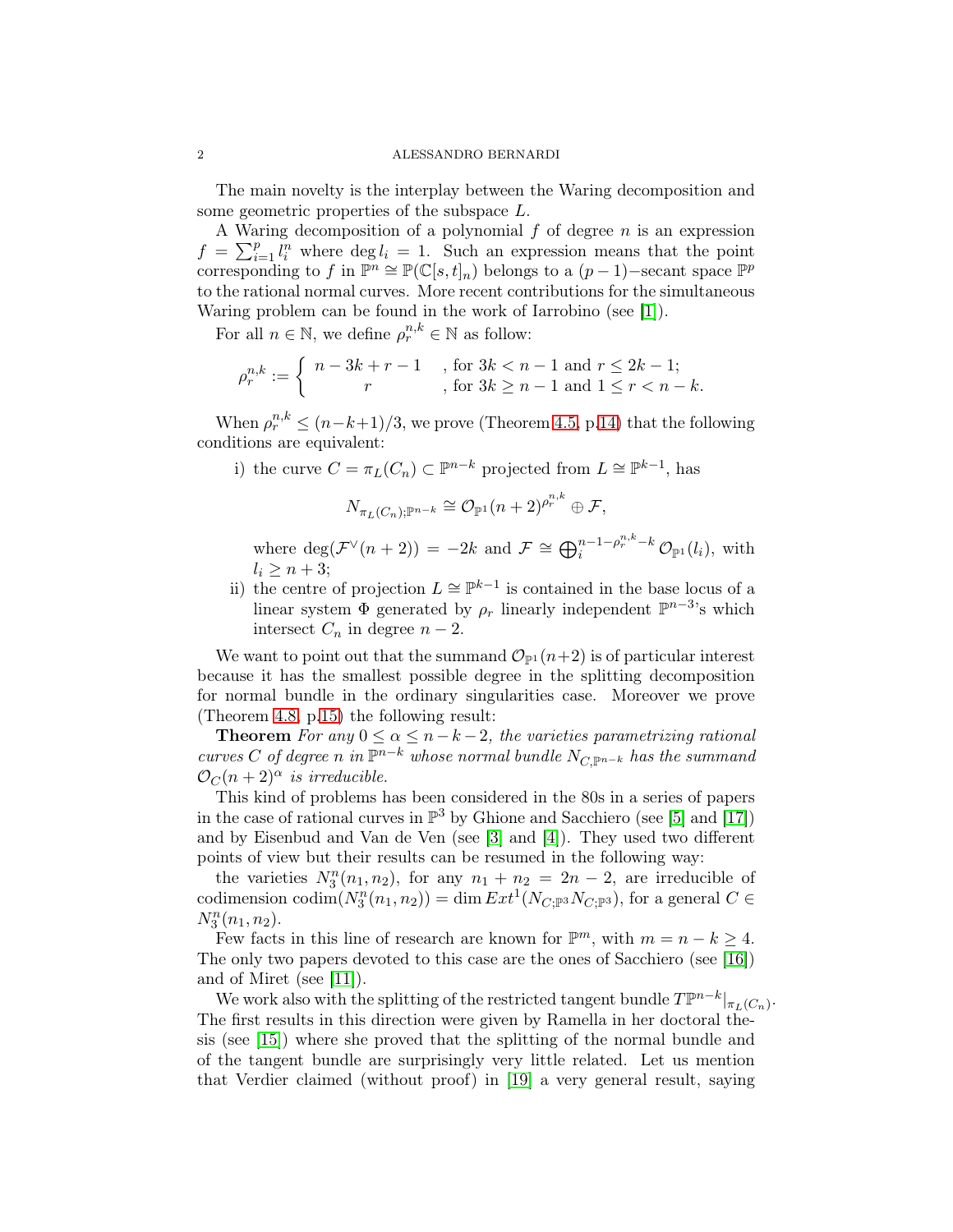The main novelty is the interplay between the Waring decomposition and some geometric properties of the subspace $L$.

A Waring decomposition of a polynomial $f$ of degree $n$ is an expression $f = \sum_{i=1}^{p} l_i^n$ where $\deg l_i = 1$. Such an expression means that the point corresponding to $f$ in $\mathbb{P}^n \cong \mathbb{P}(\mathbb{C}[s,t]_n)$ belongs to a $(p-1)-$secant space $\mathbb{P}^p$ to the rational normal curves. More recent contributions for the simultaneous Waring problem can be found in the work of Iarrobino (see [1]).

For all $n \in \mathbb{N}$, we define $\rho_r^{n,k} \in \mathbb{N}$ as follow:

$$\rho_r^{n,k} := \begin{cases} n - 3k + r - 1 & \text{, for } 3k < n-1 \text{ and } r \leq 2k-1; \\ r & \text{, for } 3k \geq n-1 \text{ and } 1 \leq r < n-k. \end{cases}$$

When $\rho_r^{n,k} \leq (n-k+1)/3$, we prove (Theorem 4.5, p.14) that the following conditions are equivalent:

i) the curve $C = \pi_L(C_n) \subset \mathbb{P}^{n-k}$ projected from $L \cong \mathbb{P}^{k-1}$, has

$$N_{\pi_L(C_n);\mathbb{P}^{n-k}} \cong \mathcal{O}_{\mathbb{P}^1}(n+2)^{\rho_r^{n,k}} \oplus \mathcal{F},$$

where $\deg(\mathcal{F}^\vee(n+2)) = -2k$ and $\mathcal{F} \cong \bigoplus_i^{n-1-\rho_r^{n,k}-k} \mathcal{O}_{\mathbb{P}^1}(l_i)$, with $l_i \geq n+3$;

ii) the centre of projection $L \cong \mathbb{P}^{k-1}$ is contained in the base locus of a linear system $\Phi$ generated by $\rho_r$ linearly independent $\mathbb{P}^{n-3}$'s which intersect $C_n$ in degree $n-2$.

We want to point out that the summand $\mathcal{O}_{\mathbb{P}^1}(n+2)$ is of particular interest because it has the smallest possible degree in the splitting decomposition for normal bundle in the ordinary singularities case. Moreover we prove (Theorem 4.8, p.15) the following result:

**Theorem** *For any $0 \leq \alpha \leq n-k-2$, the varieties parametrizing rational curves $C$ of degree $n$ in $\mathbb{P}^{n-k}$ whose normal bundle $N_{C,\mathbb{P}^{n-k}}$ has the summand $\mathcal{O}_C(n+2)^\alpha$ is irreducible.*

This kind of problems has been considered in the 80s in a series of papers in the case of rational curves in $\mathbb{P}^3$ by Ghione and Sacchiero (see [5] and [17]) and by Eisenbud and Van de Ven (see [3] and [4]). They used two different points of view but their results can be resumed in the following way:

the varieties $N_3^n(n_1, n_2)$, for any $n_1 + n_2 = 2n-2$, are irreducible of codimension $\operatorname{codim}(N_3^n(n_1,n_2)) = \dim Ext^1(N_{C;\mathbb{P}^3} N_{C;\mathbb{P}^3})$, for a general $C \in N_3^n(n_1,n_2)$.

Few facts in this line of research are known for $\mathbb{P}^m$, with $m = n-k \geq 4$. The only two papers devoted to this case are the ones of Sacchiero (see [16]) and of Miret (see [11]).

We work also with the splitting of the restricted tangent bundle $T\mathbb{P}^{n-k}|_{\pi_L(C_n)}$. The first results in this direction were given by Ramella in her doctoral thesis (see [15]) where she proved that the splitting of the normal bundle and of the tangent bundle are surprisingly very little related. Let us mention that Verdier claimed (without proof) in [19] a very general result, saying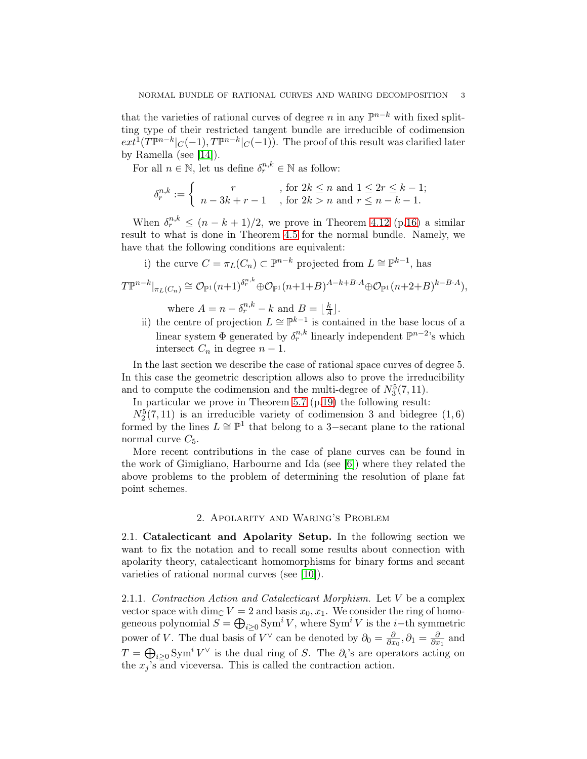that the varieties of rational curves of degree $n$ in any $\mathbb{P}^{n-k}$ with fixed splitting type of their restricted tangent bundle are irreducible of codimension $ext^1(T\mathbb{P}^{n-k}|_C(-1), T\mathbb{P}^{n-k}|_C(-1))$. The proof of this result was clarified later by Ramella (see [14]).

For all $n \in \mathbb{N}$, let us define $\delta_r^{n,k} \in \mathbb{N}$ as follow:

$$\delta_r^{n,k} := \begin{cases} r & \text{, for } 2k \le n \text{ and } 1 \le 2r \le k-1; \\ n - 3k + r - 1 & \text{, for } 2k > n \text{ and } r \le n-k-1. \end{cases}$$

When $\delta_r^{n,k} \le (n-k+1)/2$, we prove in Theorem 4.12 (p.16) a similar result to what is done in Theorem 4.5 for the normal bundle. Namely, we have that the following conditions are equivalent:

i) the curve $C = \pi_L(C_n) \subset \mathbb{P}^{n-k}$ projected from $L \cong \mathbb{P}^{k-1}$, has

$$T\mathbb{P}^{n-k}|_{\pi_L(C_n)} \cong \mathcal{O}_{\mathbb{P}^1}(n+1)^{\delta_r^{n,k}} \oplus \mathcal{O}_{\mathbb{P}^1}(n+1+B)^{A-k+B\cdot A} \oplus \mathcal{O}_{\mathbb{P}^1}(n+2+B)^{k-B\cdot A}),$$

where $A = n - \delta_r^{n,k} - k$ and $B = \lfloor \frac{k}{A} \rfloor$.

ii) the centre of projection $L \cong \mathbb{P}^{k-1}$ is contained in the base locus of a linear system $\Phi$ generated by $\delta_r^{n,k}$ linearly independent $\mathbb{P}^{n-2}$'s which intersect $C_n$ in degree $n-1$.

In the last section we describe the case of rational space curves of degree 5. In this case the geometric description allows also to prove the irreducibility and to compute the codimension and the multi-degree of $N_3^5(7, 11)$.

In particular we prove in Theorem 5.7 (p.19) the following result:

$N_2^5(7, 11)$ is an irreducible variety of codimension 3 and bidegree $(1, 6)$ formed by the lines $L \cong \mathbb{P}^1$ that belong to a 3−secant plane to the rational normal curve $C_5$.

More recent contributions in the case of plane curves can be found in the work of Gimigliano, Harbourne and Ida (see [6]) where they related the above problems to the problem of determining the resolution of plane fat point schemes.

## 2. Apolarity and Waring's Problem

**2.1. Catalecticant and Apolarity Setup.** In the following section we want to fix the notation and to recall some results about connection with apolarity theory, catalecticant homomorphisms for binary forms and secant varieties of rational normal curves (see [10]).

2.1.1. *Contraction Action and Catalecticant Morphism.* Let $V$ be a complex vector space with $\dim_{\mathbb{C}} V = 2$ and basis $x_0, x_1$. We consider the ring of homogeneous polynomial $S = \bigoplus_{i\ge 0} \mathrm{Sym}^i V$, where $\mathrm{Sym}^i V$ is the $i$−th symmetric power of $V$. The dual basis of $V^\vee$ can be denoted by $\partial_0 = \frac{\partial}{\partial x_0}, \partial_1 = \frac{\partial}{\partial x_1}$ and $T = \bigoplus_{i\ge 0} \mathrm{Sym}^i V^\vee$ is the dual ring of $S$. The $\partial_i$'s are operators acting on the $x_j$'s and viceversa. This is called the contraction action.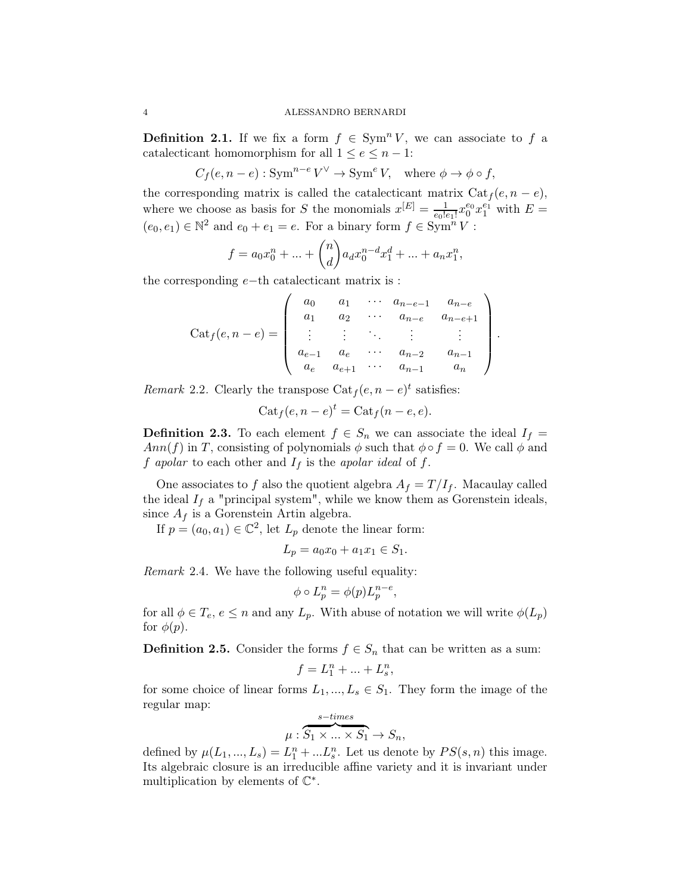**Definition 2.1.** If we fix a form $f \in \operatorname{Sym}^n V$, we can associate to $f$ a catalecticant homomorphism for all $1 \leq e \leq n-1$:

$$C_f(e, n-e) : \operatorname{Sym}^{n-e} V^\vee \to \operatorname{Sym}^e V, \quad \text{where } \phi \to \phi \circ f,$$

the corresponding matrix is called the catalecticant matrix $\operatorname{Cat}_f(e, n-e)$, where we choose as basis for $S$ the monomials $x^{[E]} = \frac{1}{e_0! e_1!} x_0^{e_0} x_1^{e_1}$ with $E = (e_0, e_1) \in \mathbb{N}^2$ and $e_0 + e_1 = e$. For a binary form $f \in \operatorname{Sym}^n V$ :

$$f = a_0 x_0^n + \dots + \binom{n}{d} a_d x_0^{n-d} x_1^d + \dots + a_n x_1^n,$$

the corresponding $e$−th catalecticant matrix is :

$$\operatorname{Cat}_f(e, n-e) = \begin{pmatrix} a_0 & a_1 & \cdots & a_{n-e-1} & a_{n-e} \\ a_1 & a_2 & \cdots & a_{n-e} & a_{n-e+1} \\ \vdots & \vdots & \ddots & \vdots & \vdots \\ a_{e-1} & a_e & \cdots & a_{n-2} & a_{n-1} \\ a_e & a_{e+1} & \cdots & a_{n-1} & a_n \end{pmatrix}.$$

*Remark* 2.2. Clearly the transpose $\operatorname{Cat}_f(e, n-e)^t$ satisfies:

$$\operatorname{Cat}_f(e, n-e)^t = \operatorname{Cat}_f(n-e, e).$$

**Definition 2.3.** To each element $f \in S_n$ we can associate the ideal $I_f = Ann(f)$ in $T$, consisting of polynomials $\phi$ such that $\phi \circ f = 0$. We call $\phi$ and $f$ *apolar* to each other and $I_f$ is the *apolar ideal* of $f$.

One associates to $f$ also the quotient algebra $A_f = T/I_f$. Macaulay called the ideal $I_f$ a "principal system", while we know them as Gorenstein ideals, since $A_f$ is a Gorenstein Artin algebra.

If $p = (a_0, a_1) \in \mathbb{C}^2$, let $L_p$ denote the linear form:

$$L_p = a_0 x_0 + a_1 x_1 \in S_1.$$

*Remark* 2.4. We have the following useful equality:

$$\phi \circ L_p^n = \phi(p) L_p^{n-e},$$

for all $\phi \in T_e$, $e \leq n$ and any $L_p$. With abuse of notation we will write $\phi(L_p)$ for $\phi(p)$.

**Definition 2.5.** Consider the forms $f \in S_n$ that can be written as a sum:

$$f = L_1^n + \dots + L_s^n,$$

for some choice of linear forms $L_1, \dots, L_s \in S_1$. They form the image of the regular map:

$$\mu : \overbrace{S_1 \times \dots \times S_1}^{s-times} \to S_n,$$

defined by $\mu(L_1, \dots, L_s) = L_1^n + \dots L_s^n$. Let us denote by $PS(s, n)$ this image. Its algebraic closure is an irreducible affine variety and it is invariant under multiplication by elements of $\mathbb{C}^*$.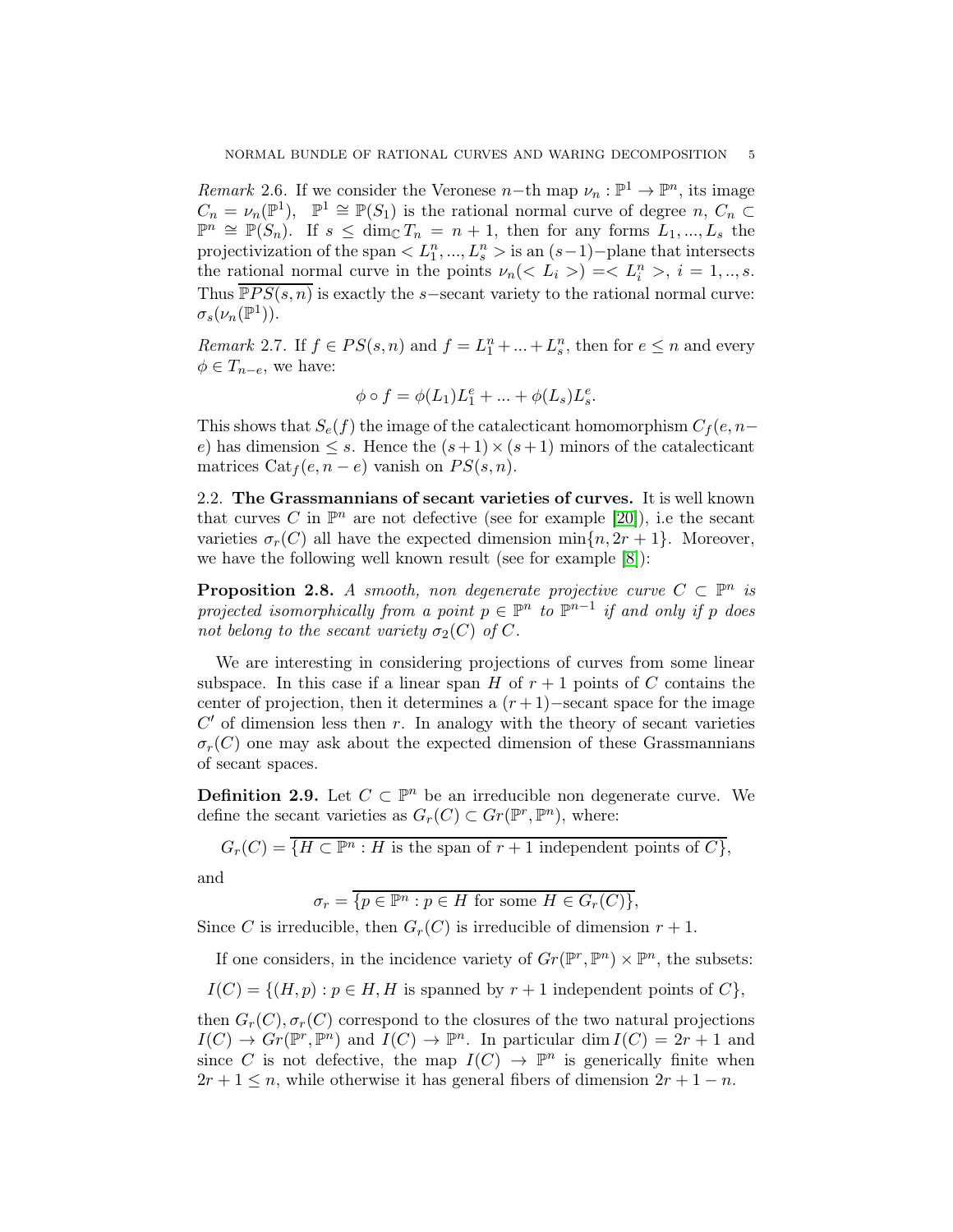*Remark* 2.6. If we consider the Veronese $n-$th map $\nu_n : \mathbb{P}^1 \to \mathbb{P}^n$, its image $C_n = \nu_n(\mathbb{P}^1)$, $\mathbb{P}^1 \cong \mathbb{P}(S_1)$ is the rational normal curve of degree $n$, $C_n \subset \mathbb{P}^n \cong \mathbb{P}(S_n)$. If $s \leq \dim_{\mathbb{C}} T_n = n+1$, then for any forms $L_1, ..., L_s$ the projectivization of the span $< L_1^n, ..., L_s^n >$ is an $(s-1)-$plane that intersects the rational normal curve in the points $\nu_n(< L_i >) = < L_i^n >$, $i = 1, .., s$. Thus $\overline{\mathbb{P}PS(s,n)}$ is exactly the $s-$secant variety to the rational normal curve: $\sigma_s(\nu_n(\mathbb{P}^1))$.

*Remark* 2.7. If $f \in PS(s,n)$ and $f = L_1^n + ... + L_s^n$, then for $e \leq n$ and every $\phi \in T_{n-e}$, we have:

$$\phi \circ f = \phi(L_1)L_1^e + ... + \phi(L_s)L_s^e.$$

This shows that $S_e(f)$ the image of the catalecticant homomorphism $C_f(e, n-e)$ has dimension $\leq s$. Hence the $(s+1)\times(s+1)$ minors of the catalecticant matrices $\mathrm{Cat}_f(e, n-e)$ vanish on $PS(s,n)$.

## 2.2. The Grassmannians of secant varieties of curves.

It is well known that curves $C$ in $\mathbb{P}^n$ are not defective (see for example [20]), i.e the secant varieties $\sigma_r(C)$ all have the expected dimension $\min\{n, 2r+1\}$. Moreover, we have the following well known result (see for example [8]):

**Proposition 2.8.** *A smooth, non degenerate projective curve $C \subset \mathbb{P}^n$ is projected isomorphically from a point $p \in \mathbb{P}^n$ to $\mathbb{P}^{n-1}$ if and only if $p$ does not belong to the secant variety $\sigma_2(C)$ of $C$.*

We are interesting in considering projections of curves from some linear subspace. In this case if a linear span $H$ of $r+1$ points of $C$ contains the center of projection, then it determines a $(r+1)-$secant space for the image $C'$ of dimension less then $r$. In analogy with the theory of secant varieties $\sigma_r(C)$ one may ask about the expected dimension of these Grassmannians of secant spaces.

**Definition 2.9.** Let $C \subset \mathbb{P}^n$ be an irreducible non degenerate curve. We define the secant varieties as $G_r(C) \subset Gr(\mathbb{P}^r, \mathbb{P}^n)$, where:

$$G_r(C) = \overline{\{H \subset \mathbb{P}^n : H \text{ is the span of } r+1 \text{ independent points of } C\}},$$

and

$$\sigma_r = \overline{\{p \in \mathbb{P}^n : p \in H \text{ for some } H \in G_r(C)\}},$$

Since $C$ is irreducible, then $G_r(C)$ is irreducible of dimension $r+1$.

If one considers, in the incidence variety of $Gr(\mathbb{P}^r, \mathbb{P}^n) \times \mathbb{P}^n$, the subsets:

$$I(C) = \{(H,p) : p \in H, H \text{ is spanned by } r+1 \text{ independent points of } C\},$$

then $G_r(C), \sigma_r(C)$ correspond to the closures of the two natural projections $I(C) \to Gr(\mathbb{P}^r, \mathbb{P}^n)$ and $I(C) \to \mathbb{P}^n$. In particular $\dim I(C) = 2r+1$ and since $C$ is not defective, the map $I(C) \to \mathbb{P}^n$ is generically finite when $2r+1 \leq n$, while otherwise it has general fibers of dimension $2r+1-n$.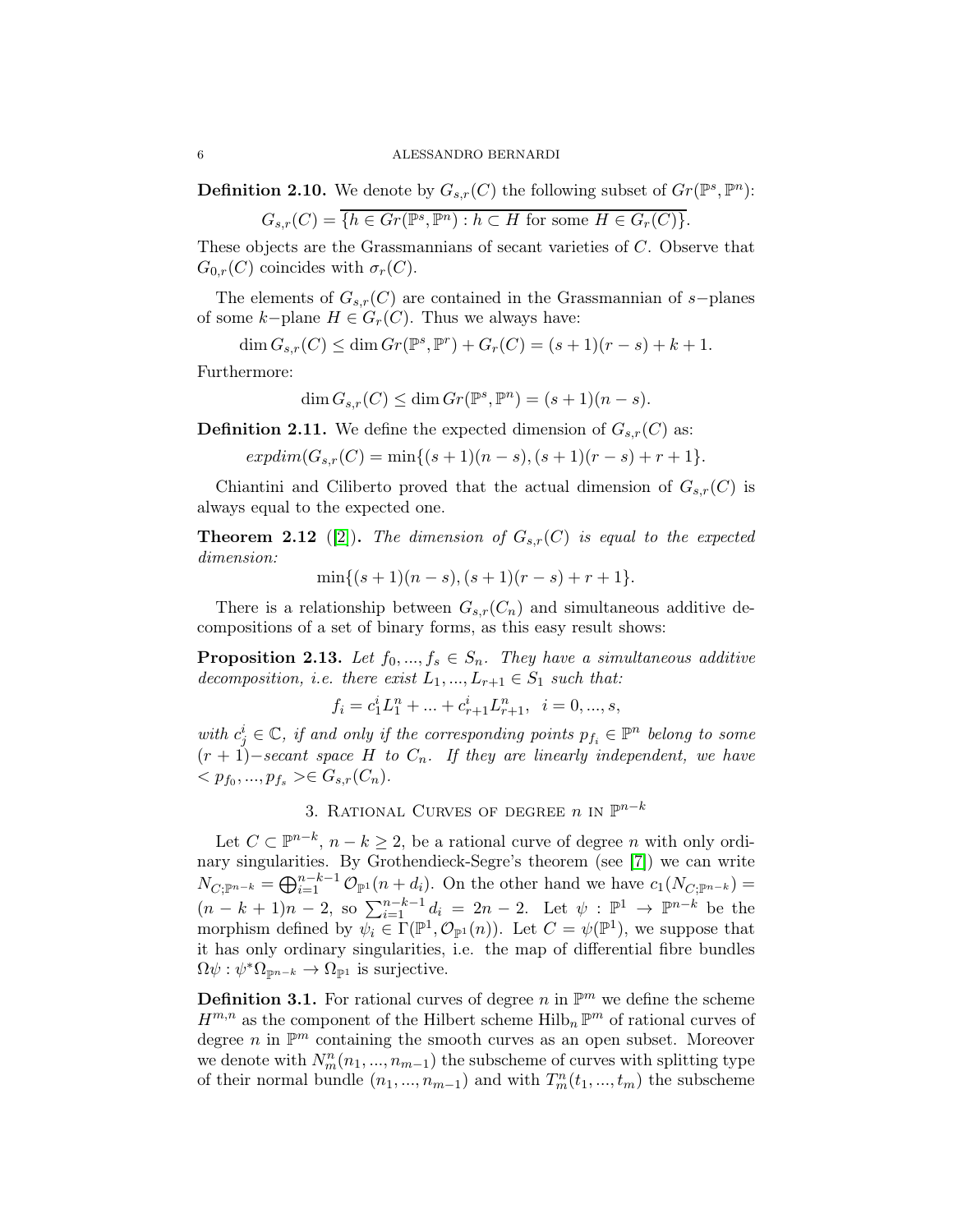**Definition 2.10.** We denote by $G_{s,r}(C)$ the following subset of $Gr(\mathbb{P}^s, \mathbb{P}^n)$:

$$G_{s,r}(C) = \overline{\{h \in Gr(\mathbb{P}^s, \mathbb{P}^n) : h \subset H \text{ for some } H \in G_r(C)\}}.$$

These objects are the Grassmannians of secant varieties of $C$. Observe that $G_{0,r}(C)$ coincides with $\sigma_r(C)$.

The elements of $G_{s,r}(C)$ are contained in the Grassmannian of $s-$planes of some $k-$plane $H \in G_r(C)$. Thus we always have:

$$\dim G_{s,r}(C) \leq \dim Gr(\mathbb{P}^s, \mathbb{P}^r) + G_r(C) = (s+1)(r-s) + k + 1.$$

Furthermore:

$$\dim G_{s,r}(C) \leq \dim Gr(\mathbb{P}^s, \mathbb{P}^n) = (s+1)(n-s).$$

**Definition 2.11.** We define the expected dimension of $G_{s,r}(C)$ as:

$$expdim(G_{s,r}(C) = \min\{(s+1)(n-s), (s+1)(r-s) + r + 1\}.$$

Chiantini and Ciliberto proved that the actual dimension of $G_{s,r}(C)$ is always equal to the expected one.

**Theorem 2.12** ([2]). *The dimension of $G_{s,r}(C)$ is equal to the expected dimension:*

$$\min\{(s+1)(n-s), (s+1)(r-s) + r + 1\}.$$

There is a relationship between $G_{s,r}(C_n)$ and simultaneous additive decompositions of a set of binary forms, as this easy result shows:

**Proposition 2.13.** *Let $f_0, ..., f_s \in S_n$. They have a simultaneous additive decomposition, i.e. there exist $L_1, ..., L_{r+1} \in S_1$ such that:*

$$f_i = c_1^i L_1^n + ... + c_{r+1}^i L_{r+1}^n, \quad i = 0, ..., s,$$

*with $c_j^i \in \mathbb{C}$, if and only if the corresponding points $p_{f_i} \in \mathbb{P}^n$ belong to some $(r+1)-$secant space $H$ to $C_n$. If they are linearly independent, we have $< p_{f_0}, ..., p_{f_s} > \in G_{s,r}(C_n)$.*

## 3. Rational Curves of degree $n$ in $\mathbb{P}^{n-k}$

Let $C \subset \mathbb{P}^{n-k}$, $n - k \geq 2$, be a rational curve of degree $n$ with only ordinary singularities. By Grothendieck-Segre's theorem (see [7]) we can write $N_{C;\mathbb{P}^{n-k}} = \bigoplus_{i=1}^{n-k-1} \mathcal{O}_{\mathbb{P}^1}(n + d_i)$. On the other hand we have $c_1(N_{C;\mathbb{P}^{n-k}}) = (n-k+1)n - 2$, so $\sum_{i=1}^{n-k-1} d_i = 2n - 2$. Let $\psi : \mathbb{P}^1 \to \mathbb{P}^{n-k}$ be the morphism defined by $\psi_i \in \Gamma(\mathbb{P}^1, \mathcal{O}_{\mathbb{P}^1}(n))$. Let $C = \psi(\mathbb{P}^1)$, we suppose that it has only ordinary singularities, i.e. the map of differential fibre bundles $\Omega\psi : \psi^* \Omega_{\mathbb{P}^{n-k}} \to \Omega_{\mathbb{P}^1}$ is surjective.

**Definition 3.1.** For rational curves of degree $n$ in $\mathbb{P}^m$ we define the scheme $H^{m,n}$ as the component of the Hilbert scheme $\mathrm{Hilb}_n \mathbb{P}^m$ of rational curves of degree $n$ in $\mathbb{P}^m$ containing the smooth curves as an open subset. Moreover we denote with $N_m^n(n_1, ..., n_{m-1})$ the subscheme of curves with splitting type of their normal bundle $(n_1, ..., n_{m-1})$ and with $T_m^n(t_1, ..., t_m)$ the subscheme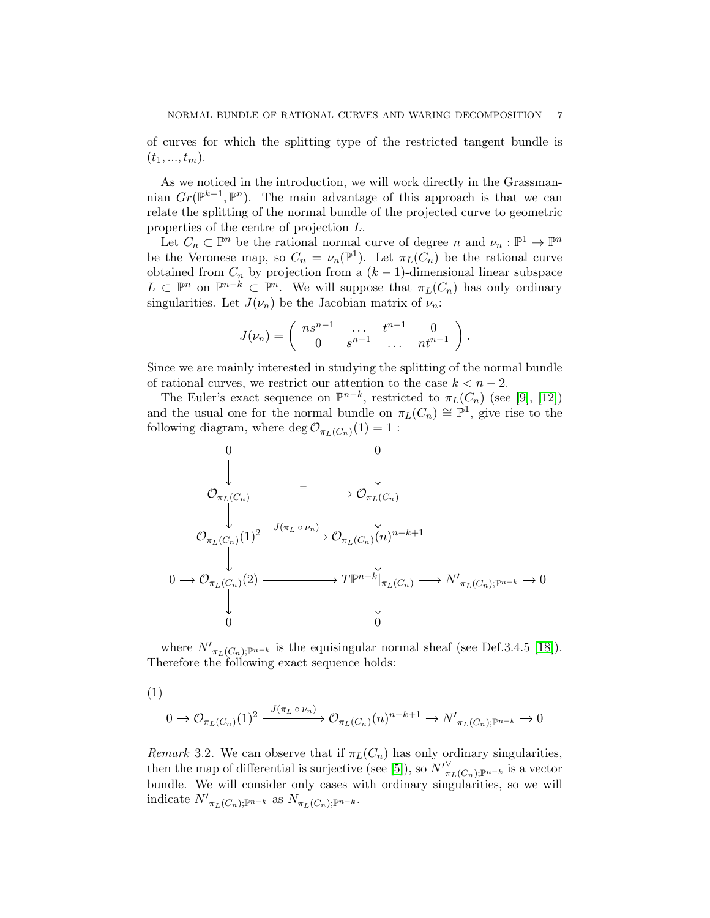of curves for which the splitting type of the restricted tangent bundle is $(t_1, ..., t_m)$.

As we noticed in the introduction, we will work directly in the Grassmannian $Gr(\mathbb{P}^{k-1}, \mathbb{P}^n)$. The main advantage of this approach is that we can relate the splitting of the normal bundle of the projected curve to geometric properties of the centre of projection $L$.

Let $C_n \subset \mathbb{P}^n$ be the rational normal curve of degree $n$ and $\nu_n : \mathbb{P}^1 \to \mathbb{P}^n$ be the Veronese map, so $C_n = \nu_n(\mathbb{P}^1)$. Let $\pi_L(C_n)$ be the rational curve obtained from $C_n$ by projection from a $(k-1)$-dimensional linear subspace $L \subset \mathbb{P}^n$ on $\mathbb{P}^{n-k} \subset \mathbb{P}^n$. We will suppose that $\pi_L(C_n)$ has only ordinary singularities. Let $J(\nu_n)$ be the Jacobian matrix of $\nu_n$:

$$J(\nu_n) = \begin{pmatrix} ns^{n-1} & \dots & t^{n-1} & 0 \\ 0 & s^{n-1} & \dots & nt^{n-1} \end{pmatrix}.$$

Since we are mainly interested in studying the splitting of the normal bundle of rational curves, we restrict our attention to the case $k < n-2$.

The Euler's exact sequence on $\mathbb{P}^{n-k}$, restricted to $\pi_L(C_n)$ (see [9], [12]) and the usual one for the normal bundle on $\pi_L(C_n) \cong \mathbb{P}^1$, give rise to the following diagram, where $\deg \mathcal{O}_{\pi_L(C_n)}(1) = 1$ :

$$\begin{array}{ccccccc}
 & 0 & & 0 & & & \\
 & \downarrow & & \downarrow & & & \\
 & \mathcal{O}_{\pi_L(C_n)} & \xrightarrow{=} & \mathcal{O}_{\pi_L(C_n)} & & & \\
 & \downarrow & & \downarrow & & & \\
 & \mathcal{O}_{\pi_L(C_n)}(1)^2 & \xrightarrow{J(\pi_L \circ \nu_n)} & \mathcal{O}_{\pi_L(C_n)}(n)^{n-k+1} & & & \\
 & \downarrow & & \downarrow & & & \\
0 \to & \mathcal{O}_{\pi_L(C_n)}(2) & \longrightarrow & T\mathbb{P}^{n-k}|_{\pi_L(C_n)} & \longrightarrow & {N'}_{\pi_L(C_n);\mathbb{P}^{n-k}} & \to 0 \\
 & \downarrow & & \downarrow & & & \\
 & 0 & & 0 & & &
\end{array}$$

where ${N'}_{\pi_L(C_n);\mathbb{P}^{n-k}}$ is the equisingular normal sheaf (see Def.3.4.5 [18]). Therefore the following exact sequence holds:

(1)

$$0 \to \mathcal{O}_{\pi_L(C_n)}(1)^2 \xrightarrow{J(\pi_L \circ \nu_n)} \mathcal{O}_{\pi_L(C_n)}(n)^{n-k+1} \to {N'}_{\pi_L(C_n);\mathbb{P}^{n-k}} \to 0$$

*Remark* 3.2. We can observe that if $\pi_L(C_n)$ has only ordinary singularities, then the map of differential is surjective (see [5]), so ${N'}^{\vee}_{\pi_L(C_n);\mathbb{P}^{n-k}}$ is a vector bundle. We will consider only cases with ordinary singularities, so we will indicate ${N'}_{\pi_L(C_n);\mathbb{P}^{n-k}}$ as $N_{\pi_L(C_n);\mathbb{P}^{n-k}}$.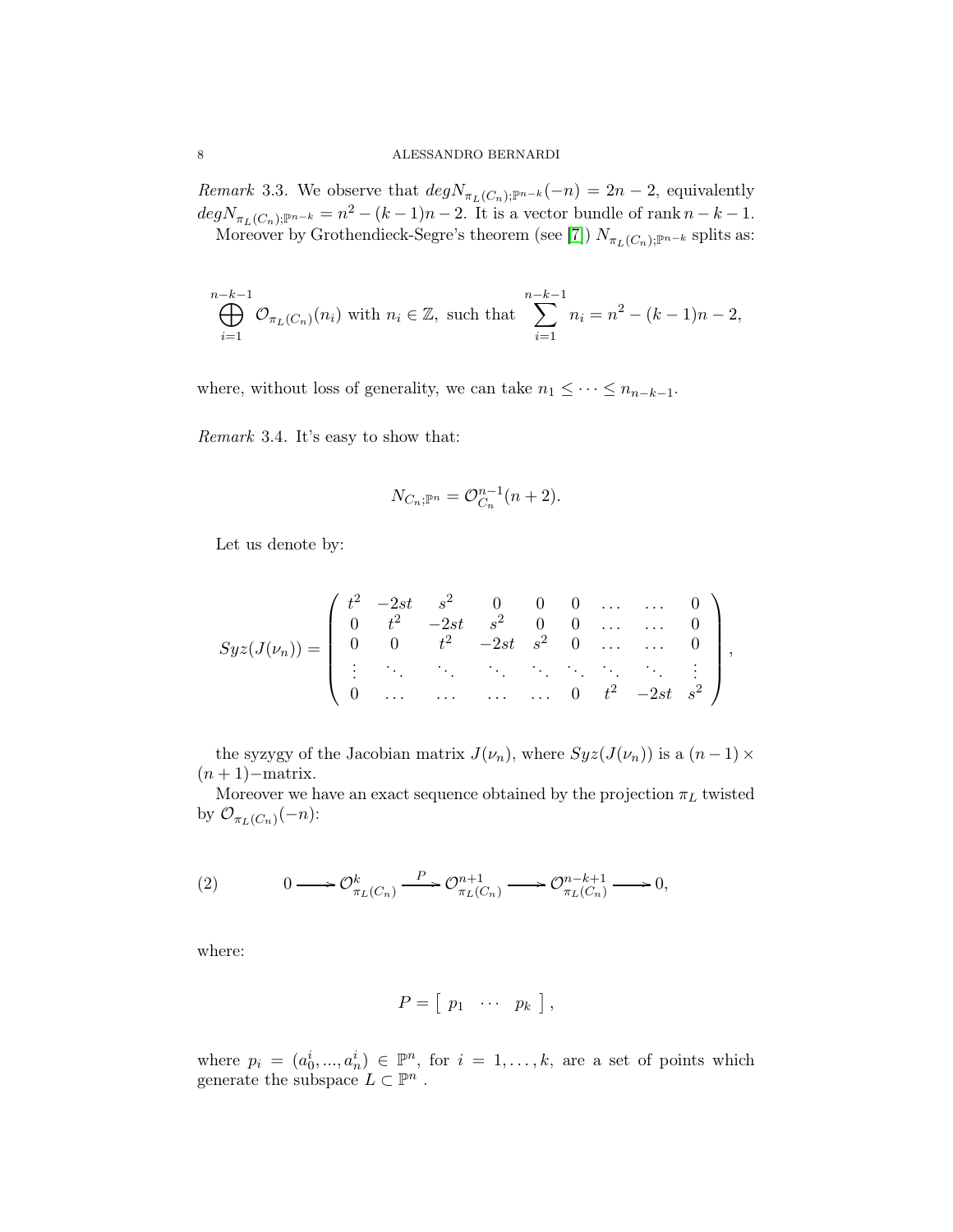*Remark* 3.3. We observe that $degN_{\pi_L(C_n);\mathbb{P}^{n-k}}(-n) = 2n-2$, equivalently $degN_{\pi_L(C_n);\mathbb{P}^{n-k}} = n^2-(k-1)n-2$. It is a vector bundle of rank $n-k-1$.

Moreover by Grothendieck-Segre's theorem (see [7]) $N_{\pi_L(C_n);\mathbb{P}^{n-k}}$ splits as:

$$\bigoplus_{i=1}^{n-k-1} \mathcal{O}_{\pi_L(C_n)}(n_i) \text{ with } n_i \in \mathbb{Z}, \text{ such that } \sum_{i=1}^{n-k-1} n_i = n^2-(k-1)n-2,$$

where, without loss of generality, we can take $n_1 \leq \cdots \leq n_{n-k-1}$.

*Remark* 3.4. It's easy to show that:

$$N_{C_n;\mathbb{P}^n} = \mathcal{O}_{C_n}^{n-1}(n+2).$$

Let us denote by:

$$Syz(J(\nu_n)) = \begin{pmatrix} t^2 & -2st & s^2 & 0 & 0 & 0 & \dots & \dots & 0 \\ 0 & t^2 & -2st & s^2 & 0 & 0 & \dots & \dots & 0 \\ 0 & 0 & t^2 & -2st & s^2 & 0 & \dots & \dots & 0 \\ \vdots & \ddots & \ddots & \ddots & \ddots & \ddots & \ddots & \ddots & \vdots \\ 0 & \dots & \dots & \dots & \dots & 0 & t^2 & -2st & s^2 \end{pmatrix},$$

the syzygy of the Jacobian matrix $J(\nu_n)$, where $Syz(J(\nu_n))$ is a $(n-1)\times(n+1)-$matrix.

Moreover we have an exact sequence obtained by the projection $\pi_L$ twisted by $\mathcal{O}_{\pi_L(C_n)}(-n)$:

$$0 \longrightarrow \mathcal{O}^k_{\pi_L(C_n)} \xrightarrow{P} \mathcal{O}^{n+1}_{\pi_L(C_n)} \longrightarrow \mathcal{O}^{n-k+1}_{\pi_L(C_n)} \longrightarrow 0, \tag{2}$$

where:

$$P = \left[\begin{array}{ccc} p_1 & \cdots & p_k \end{array}\right],$$

where $p_i = (a_0^i, ..., a_n^i) \in \mathbb{P}^n$, for $i = 1, \dots, k$, are a set of points which generate the subspace $L \subset \mathbb{P}^n$ .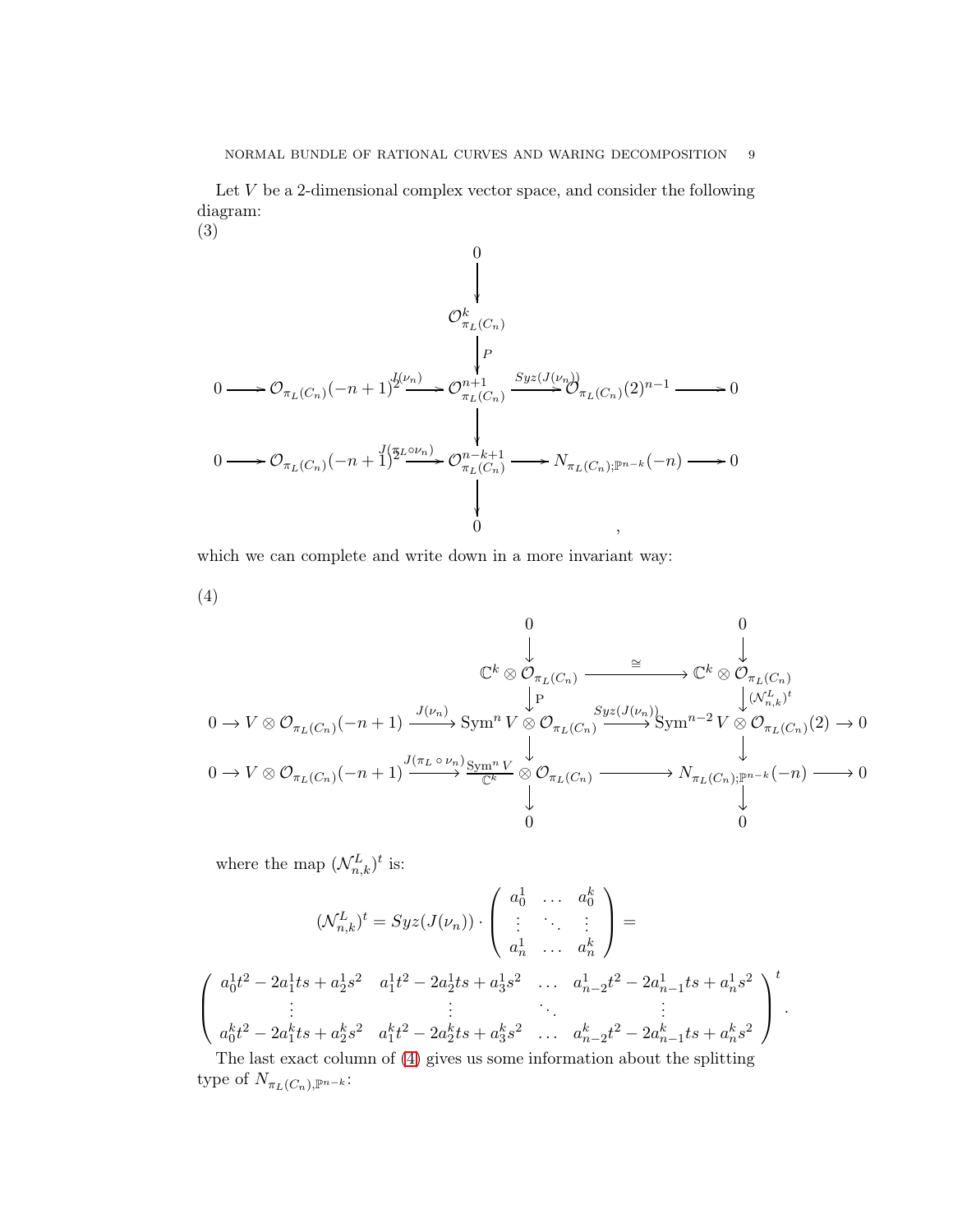Let $V$ be a 2-dimensional complex vector space, and consider the following diagram:
(3)

$$
\begin{array}{ccccccccc}
 & & & & 0 & & & & \\
 & & & & \downarrow & & & & \\
 & & & & \mathcal{O}^k_{\pi_L(C_n)} & & & & \\
 & & & & \downarrow P & & & & \\
0 & \longrightarrow & \mathcal{O}_{\pi_L(C_n)}(-n+1)^2 & \xrightarrow{J(\nu_n)} & \mathcal{O}^{n+1}_{\pi_L(C_n)} & \xrightarrow{Syz(J(\nu_n))} & \mathcal{O}_{\pi_L(C_n)}(2)^{n-1} & \longrightarrow & 0 \\
 & & & & \downarrow & & & & \\
0 & \longrightarrow & \mathcal{O}_{\pi_L(C_n)}(-n+1)^2 & \xrightarrow{J(\pi_L\circ\nu_n)} & \mathcal{O}^{n-k+1}_{\pi_L(C_n)} & \longrightarrow & N_{\pi_L(C_n);\mathbb{P}^{n-k}}(-n) & \longrightarrow & 0 \\
 & & & & \downarrow & & & & \\
 & & & & 0 & & & & 
\end{array},
$$

which we can complete and write down in a more invariant way:

(4)

$$
\begin{array}{ccccccccc}
 & & & & 0 & & 0 & & \\
 & & & & \downarrow & & \downarrow & & \\
 & & & & \mathbb{C}^k\otimes\mathcal{O}_{\pi_L(C_n)} & \xrightarrow{\cong} & \mathbb{C}^k\otimes\mathcal{O}_{\pi_L(C_n)} & & \\
 & & & & \downarrow \mathrm{P} & & \downarrow (\mathcal{N}^L_{n,k})^t & & \\
0 & \to & V\otimes\mathcal{O}_{\pi_L(C_n)}(-n+1) & \xrightarrow{J(\nu_n)} & \mathrm{Sym}^n V\otimes\mathcal{O}_{\pi_L(C_n)} & \xrightarrow{Syz(J(\nu_n))} & \mathrm{Sym}^{n-2} V\otimes\mathcal{O}_{\pi_L(C_n)}(2) & \to & 0 \\
 & & & & \downarrow & & \downarrow & & \\
0 & \to & V\otimes\mathcal{O}_{\pi_L(C_n)}(-n+1) & \xrightarrow{J(\pi_L\circ\nu_n)} & \frac{\mathrm{Sym}^n V}{\mathbb{C}^k}\otimes\mathcal{O}_{\pi_L(C_n)} & \longrightarrow & N_{\pi_L(C_n);\mathbb{P}^{n-k}}(-n) & \longrightarrow & 0 \\
 & & & & \downarrow & & \downarrow & & \\
 & & & & 0 & & 0 & & 
\end{array}
$$

where the map $(\mathcal{N}^L_{n,k})^t$ is:

$$
(\mathcal{N}^L_{n,k})^t = Syz(J(\nu_n))\cdot\begin{pmatrix} a^1_0 & \dots & a^k_0 \\ \vdots & \ddots & \vdots \\ a^1_n & \dots & a^k_n \end{pmatrix} =
$$

$$
\begin{pmatrix} a^1_0t^2-2a^1_1ts+a^1_2s^2 & a^1_1t^2-2a^1_2ts+a^1_3s^2 & \dots & a^1_{n-2}t^2-2a^1_{n-1}ts+a^1_ns^2 \\ \vdots & \vdots & \ddots & \vdots \\ a^k_0t^2-2a^k_1ts+a^k_2s^2 & a^k_1t^2-2a^k_2ts+a^k_3s^2 & \dots & a^k_{n-2}t^2-2a^k_{n-1}ts+a^k_ns^2 \end{pmatrix}^t.
$$

The last exact column of (4) gives us some information about the splitting type of $N_{\pi_L(C_n),\mathbb{P}^{n-k}}$: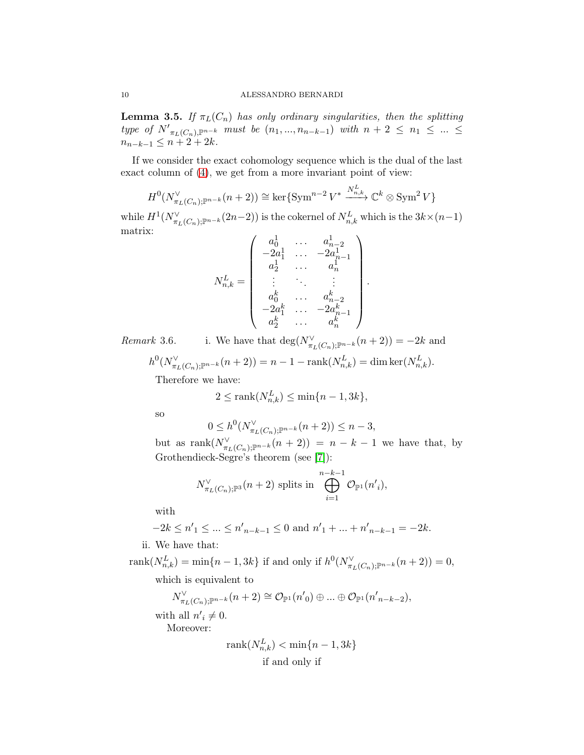**Lemma 3.5.** *If $\pi_L(C_n)$ has only ordinary singularities, then the splitting type of $N'_{\pi_L(C_n),\mathbb{P}^{n-k}}$ must be $(n_1, ..., n_{n-k-1})$ with $n+2 \leq n_1 \leq ... \leq n_{n-k-1} \leq n+2+2k$.*

If we consider the exact cohomology sequence which is the dual of the last exact column of (4), we get from a more invariant point of view:

$$H^0(N^\vee_{\pi_L(C_n);\mathbb{P}^{n-k}}(n+2)) \cong \ker\{\mathrm{Sym}^{n-2} V^* \xrightarrow{N^L_{n,k}} \mathbb{C}^k \otimes \mathrm{Sym}^2 V\}$$

while $H^1(N^\vee_{\pi_L(C_n);\mathbb{P}^{n-k}}(2n-2))$ is the cokernel of $N^L_{n,k}$ which is the $3k \times (n-1)$ matrix:

$$N^L_{n,k} = \begin{pmatrix} a_0^1 & \dots & a_{n-2}^1 \\ -2a_1^1 & \dots & -2a_{n-1}^1 \\ a_2^1 & \dots & a_n^1 \\ \vdots & \ddots & \vdots \\ a_0^k & \dots & a_{n-2}^k \\ -2a_1^k & \dots & -2a_{n-1}^k \\ a_2^k & \dots & a_n^k \end{pmatrix}.$$

*Remark* 3.6.

i. We have that $\deg(N^\vee_{\pi_L(C_n);\mathbb{P}^{n-k}}(n+2)) = -2k$ and

$$h^0(N^\vee_{\pi_L(C_n);\mathbb{P}^{n-k}}(n+2)) = n-1-\mathrm{rank}(N^L_{n,k}) = \dim\ker(N^L_{n,k}).$$

Therefore we have:

$$2 \leq \mathrm{rank}(N^L_{n,k}) \leq \min\{n-1, 3k\},$$

so

$$0 \leq h^0(N^\vee_{\pi_L(C_n);\mathbb{P}^{n-k}}(n+2)) \leq n-3,$$

but as $\mathrm{rank}(N^\vee_{\pi_L(C_n);\mathbb{P}^{n-k}}(n+2)) = n-k-1$ we have that, by Grothendieck-Segre's theorem (see [7]):

$$N^\vee_{\pi_L(C_n);\mathbb{P}^3}(n+2) \text{ splits in } \bigoplus_{i=1}^{n-k-1} \mathcal{O}_{\mathbb{P}^1}(n'_i),$$

with

$$-2k \leq n'_1 \leq ... \leq n'_{n-k-1} \leq 0 \text{ and } n'_1 + ... + n'_{n-k-1} = -2k.$$

ii. We have that:

$$\mathrm{rank}(N^L_{n,k}) = \min\{n-1, 3k\} \text{ if and only if } h^0(N^\vee_{\pi_L(C_n);\mathbb{P}^{n-k}}(n+2)) = 0,$$

which is equivalent to

$$N^\vee_{\pi_L(C_n);\mathbb{P}^{n-k}}(n+2) \cong \mathcal{O}_{\mathbb{P}^1}(n'_0) \oplus ... \oplus \mathcal{O}_{\mathbb{P}^1}(n'_{n-k-2}),$$

with all $n'_i \neq 0$.

Moreover:

$$\mathrm{rank}(N^L_{n,k}) < \min\{n-1, 3k\}$$

if and only if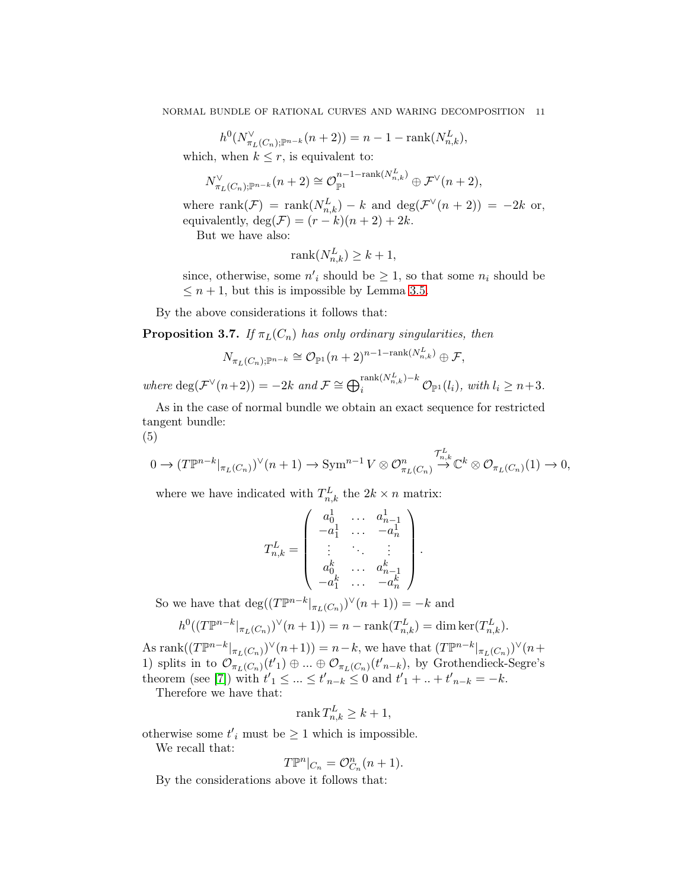$$h^0(N^\vee_{\pi_L(C_n);\mathbb{P}^{n-k}}(n+2)) = n-1-\mathrm{rank}(N^L_{n,k}),$$

which, when $k \leq r$, is equivalent to:

$$N^\vee_{\pi_L(C_n);\mathbb{P}^{n-k}}(n+2) \cong \mathcal{O}_{\mathbb{P}^1}^{n-1-\mathrm{rank}(N^L_{n,k})} \oplus \mathcal{F}^\vee(n+2),$$

where $\mathrm{rank}(\mathcal{F}) = \mathrm{rank}(N^L_{n,k}) - k$ and $\deg(\mathcal{F}^\vee(n+2)) = -2k$ or, equivalently, $\deg(\mathcal{F}) = (r-k)(n+2) + 2k$.

But we have also:

$$\mathrm{rank}(N^L_{n,k}) \geq k+1,$$

since, otherwise, some $n'_i$ should be $\geq 1$, so that some $n_i$ should be $\leq n+1$, but this is impossible by Lemma 3.5.

By the above considerations it follows that:

**Proposition 3.7.** *If $\pi_L(C_n)$ has only ordinary singularities, then*

$$N_{\pi_L(C_n);\mathbb{P}^{n-k}} \cong \mathcal{O}_{\mathbb{P}^1}(n+2)^{n-1-\mathrm{rank}(N^L_{n,k})} \oplus \mathcal{F},$$

*where $\deg(\mathcal{F}^\vee(n+2)) = -2k$ and $\mathcal{F} \cong \bigoplus_i^{\mathrm{rank}(N^L_{n,k})-k} \mathcal{O}_{\mathbb{P}^1}(l_i)$, with $l_i \geq n+3$.*

As in the case of normal bundle we obtain an exact sequence for restricted tangent bundle:

(5)

$$0 \to (T\mathbb{P}^{n-k}|_{\pi_L(C_n)})^\vee(n+1) \to \mathrm{Sym}^{n-1} V \otimes \mathcal{O}^n_{\pi_L(C_n)} \stackrel{\mathcal{T}^L_{n,k}}{\to} \mathbb{C}^k \otimes \mathcal{O}_{\pi_L(C_n)}(1) \to 0,$$

where we have indicated with $T^L_{n,k}$ the $2k \times n$ matrix:

$$T^L_{n,k} = \begin{pmatrix} a^1_0 & \dots & a^1_{n-1} \\ -a^1_1 & \dots & -a^1_n \\ \vdots & \ddots & \vdots \\ a^k_0 & \dots & a^k_{n-1} \\ -a^k_1 & \dots & -a^k_n \end{pmatrix}.$$

So we have that $\deg((T\mathbb{P}^{n-k}|_{\pi_L(C_n)})^\vee(n+1)) = -k$ and

$$h^0((T\mathbb{P}^{n-k}|_{\pi_L(C_n)})^\vee(n+1)) = n - \mathrm{rank}(T^L_{n,k}) = \dim\ker(T^L_{n,k}).$$

As $\mathrm{rank}((T\mathbb{P}^{n-k}|_{\pi_L(C_n)})^\vee(n+1)) = n-k$, we have that $(T\mathbb{P}^{n-k}|_{\pi_L(C_n)})^\vee(n+1)$ splits in to $\mathcal{O}_{\pi_L(C_n)}(t'_1) \oplus ... \oplus \mathcal{O}_{\pi_L(C_n)}(t'_{n-k})$, by Grothendieck-Segre's theorem (see [7]) with $t'_1 \leq ... \leq t'_{n-k} \leq 0$ and $t'_1 + .. + t'_{n-k} = -k$.

Therefore we have that:

$$\mathrm{rank}\, T^L_{n,k} \geq k+1,$$

otherwise some $t'_i$ must be $\geq 1$ which is impossible.

We recall that:

$$T\mathbb{P}^n|_{C_n} = \mathcal{O}^n_{C_n}(n+1).$$

By the considerations above it follows that: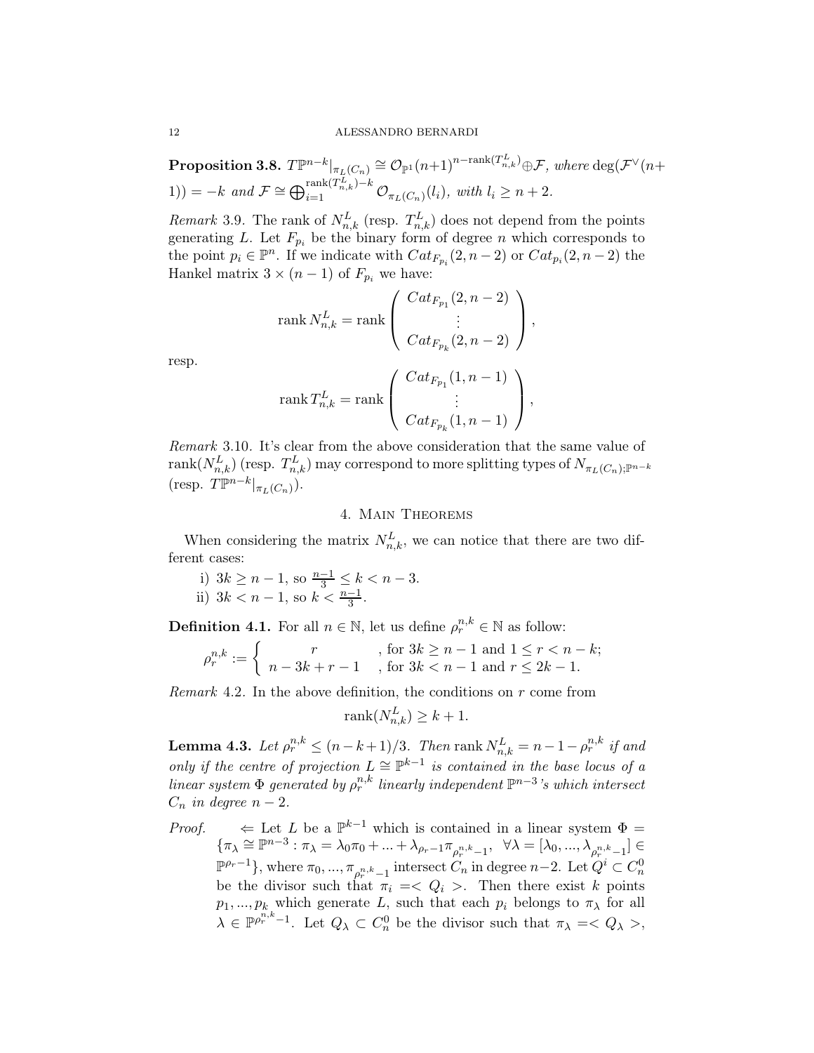**Proposition 3.8.** *$T\mathbb{P}^{n-k}|_{\pi_L(C_n)} \cong \mathcal{O}_{\mathbb{P}^1}(n+1)^{n-\mathrm{rank}(T^L_{n,k})} \oplus \mathcal{F}$, where $\deg(\mathcal{F}^\vee(n+1)) = -k$ and $\mathcal{F} \cong \bigoplus_{i=1}^{\mathrm{rank}(T^L_{n,k})-k} \mathcal{O}_{\pi_L(C_n)}(l_i)$, with $l_i \geq n+2$.*

*Remark* 3.9. The rank of $N^L_{n,k}$ (resp. $T^L_{n,k}$) does not depend from the points generating $L$. Let $F_{p_i}$ be the binary form of degree $n$ which corresponds to the point $p_i \in \mathbb{P}^n$. If we indicate with $Cat_{F_{p_i}}(2, n-2)$ or $Cat_{p_i}(2, n-2)$ the Hankel matrix $3 \times (n-1)$ of $F_{p_i}$ we have:

$$\mathrm{rank}\, N^L_{n,k} = \mathrm{rank} \begin{pmatrix} Cat_{F_{p_1}}(2, n-2) \\ \vdots \\ Cat_{F_{p_k}}(2, n-2) \end{pmatrix},$$

resp.

$$\mathrm{rank}\, T^L_{n,k} = \mathrm{rank} \begin{pmatrix} Cat_{F_{p_1}}(1, n-1) \\ \vdots \\ Cat_{F_{p_k}}(1, n-1) \end{pmatrix},$$

*Remark* 3.10. It's clear from the above consideration that the same value of $\mathrm{rank}(N^L_{n,k})$ (resp. $T^L_{n,k}$) may correspond to more splitting types of $N_{\pi_L(C_n);\mathbb{P}^{n-k}}$ (resp. $T\mathbb{P}^{n-k}|_{\pi_L(C_n)}$).

## 4. Main Theorems

When considering the matrix $N^L_{n,k}$, we can notice that there are two different cases:

i) $3k \geq n-1$, so $\frac{n-1}{3} \leq k < n-3$.
ii) $3k < n-1$, so $k < \frac{n-1}{3}$.

**Definition 4.1.** For all $n \in \mathbb{N}$, let us define $\rho^{n,k}_r \in \mathbb{N}$ as follow:

$$\rho^{n,k}_r := \begin{cases} r & \text{, for } 3k \geq n-1 \text{ and } 1 \leq r < n-k; \\ n-3k+r-1 & \text{, for } 3k < n-1 \text{ and } r \leq 2k-1. \end{cases}$$

*Remark* 4.2. In the above definition, the conditions on $r$ come from

$$\mathrm{rank}(N^L_{n,k}) \geq k+1.$$

**Lemma 4.3.** *Let $\rho^{n,k}_r \leq (n-k+1)/3$. Then $\mathrm{rank}\, N^L_{n,k} = n-1-\rho^{n,k}_r$ if and only if the centre of projection $L \cong \mathbb{P}^{k-1}$ is contained in the base locus of a linear system $\Phi$ generated by $\rho^{n,k}_r$ linearly independent $\mathbb{P}^{n-3}$'s which intersect $C_n$ in degree $n-2$.*

*Proof.* $\Leftarrow$ Let $L$ be a $\mathbb{P}^{k-1}$ which is contained in a linear system $\Phi = \{\pi_\lambda \cong \mathbb{P}^{n-3} : \pi_\lambda = \lambda_0\pi_0 + \ldots + \lambda_{\rho_r-1}\pi_{\rho^{n,k}_r-1},\ \forall \lambda = [\lambda_0, \ldots, \lambda_{\rho^{n,k}_r-1}] \in \mathbb{P}^{\rho_r-1}\}$, where $\pi_0, \ldots, \pi_{\rho^{n,k}_r-1}$ intersect $C_n$ in degree $n-2$. Let $Q^i \subset C^0_n$ be the divisor such that $\pi_i =< Q_i >$. Then there exist $k$ points $p_1, \ldots, p_k$ which generate $L$, such that each $p_i$ belongs to $\pi_\lambda$ for all $\lambda \in \mathbb{P}^{\rho^{n,k}_r-1}$. Let $Q_\lambda \subset C^0_n$ be the divisor such that $\pi_\lambda =< Q_\lambda >$,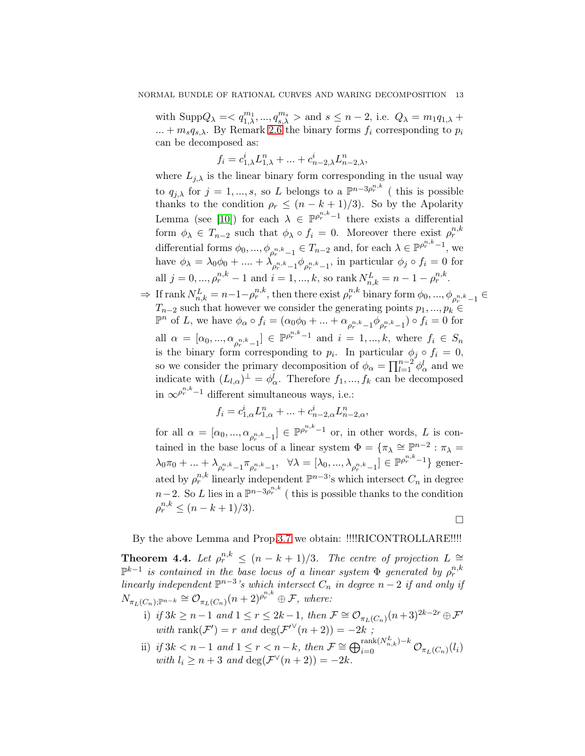with $\mathrm{Supp} Q_\lambda =< q_{1,\lambda}^{m_1}, ..., q_{s,\lambda}^{m_s} >$ and $s \leq n-2$, i.e. $Q_\lambda = m_1 q_{1,\lambda} + ... + m_s q_{s,\lambda}$. By Remark 2.6 the binary forms $f_i$ corresponding to $p_i$ can be decomposed as:

$$f_i = c_{1,\lambda}^i L_{1,\lambda}^n + ... + c_{n-2,\lambda}^i L_{n-2,\lambda}^n,$$

where $L_{j,\lambda}$ is the linear binary form corresponding in the usual way to $q_{j,\lambda}$ for $j = 1, ..., s$, so $L$ belongs to a $\mathbb{P}^{n-3\rho_r^{n,k}}$ ( this is possible thanks to the condition $\rho_r \leq (n-k+1)/3$). So by the Apolarity Lemma (see [10]) for each $\lambda \in \mathbb{P}^{\rho_r^{n,k}-1}$ there exists a differential form $\phi_\lambda \in T_{n-2}$ such that $\phi_\lambda \circ f_i = 0$. Moreover there exist $\rho_r^{n,k}$ differential forms $\phi_0, ..., \phi_{\rho_r^{n,k}-1} \in T_{n-2}$ and, for each $\lambda \in \mathbb{P}^{\rho_r^{n,k}-1}$, we have $\phi_\lambda = \lambda_0 \phi_0 + .... + \lambda_{\rho_r^{n,k}-1} \phi_{\rho_r^{n,k}-1}$, in particular $\phi_j \circ f_i = 0$ for all $j = 0, ..., \rho_r^{n,k} - 1$ and $i = 1, ..., k$, so $\mathrm{rank}\, N_{n,k}^L = n - 1 - \rho_r^{n,k}$.

$\Rightarrow$ If $\mathrm{rank}\, N_{n,k}^L = n-1-\rho_r^{n,k}$, then there exist $\rho_r^{n,k}$ binary form $\phi_0, ..., \phi_{\rho_r^{n,k}-1} \in T_{n-2}$ such that however we consider the generating points $p_1, ..., p_k \in \mathbb{P}^n$ of $L$, we have $\phi_\alpha \circ f_i = (\alpha_0 \phi_0 + ... + \alpha_{\rho_r^{n,k}-1} \phi_{\rho_r^{n,k}-1}) \circ f_i = 0$ for all $\alpha = [\alpha_0, ..., \alpha_{\rho_r^{n,k}-1}] \in \mathbb{P}^{\rho_r^{n,k}-1}$ and $i = 1, ..., k$, where $f_i \in S_n$ is the binary form corresponding to $p_i$. In particular $\phi_j \circ f_i = 0$, so we consider the primary decomposition of $\phi_\alpha = \prod_{l=1}^{n-2} \phi_\alpha^l$ and we indicate with $(L_{l,\alpha})^\perp = \phi_\alpha^l$. Therefore $f_1, ..., f_k$ can be decomposed in $\infty^{\rho_r^{n,k}-1}$ different simultaneous ways, i.e.:

$$f_i = c_{1,\alpha}^i L_{1,\alpha}^n + ... + c_{n-2,\alpha}^i L_{n-2,\alpha}^n,$$

for all $\alpha = [\alpha_0, ..., \alpha_{\rho_r^{n,k}-1}] \in \mathbb{P}^{\rho_r^{n,k}-1}$ or, in other words, $L$ is contained in the base locus of a linear system $\Phi = \{\pi_\lambda \cong \mathbb{P}^{n-2} : \pi_\lambda = \lambda_0 \pi_0 + ... + \lambda_{\rho_r^{n,k}-1} \pi_{\rho_r^{n,k}-1}, \;\; \forall \lambda = [\lambda_0, ..., \lambda_{\rho_r^{n,k}-1}] \in \mathbb{P}^{\rho_r^{n,k}-1}\}$ generated by $\rho_r^{n,k}$ linearly independent $\mathbb{P}^{n-3}$'s which intersect $C_n$ in degree $n-2$. So $L$ lies in a $\mathbb{P}^{n-3\rho_r^{n,k}}$ ( this is possible thanks to the condition $\rho_r^{n,k} \leq (n-k+1)/3$).

$\square$

By the above Lemma and Prop.3.7 we obtain: !!!!RICONTROLLARE!!!!

**Theorem 4.4.** *Let $\rho_r^{n,k} \leq (n-k+1)/3$. The centre of projection $L \cong \mathbb{P}^{k-1}$ is contained in the base locus of a linear system $\Phi$ generated by $\rho_r^{n,k}$ linearly independent $\mathbb{P}^{n-3}$'s which intersect $C_n$ in degree $n-2$ if and only if $N_{\pi_L(C_n);\mathbb{P}^{n-k}} \cong \mathcal{O}_{\pi_L(C_n)}(n+2)^{\rho_r^{n,k}} \oplus \mathcal{F}$, where:*

i) *if $3k \geq n-1$ and $1 \leq r \leq 2k-1$, then $\mathcal{F} \cong \mathcal{O}_{\pi_L(C_n)}(n+3)^{2k-2r} \oplus \mathcal{F}'$ with $\mathrm{rank}(\mathcal{F}') = r$ and $\deg(\mathcal{F}'^\vee(n+2)) = -2k$ ;*

ii) *if $3k < n-1$ and $1 \leq r < n-k$, then $\mathcal{F} \cong \bigoplus_{i=0}^{\mathrm{rank}(N_{n,k}^L)-k} \mathcal{O}_{\pi_L(C_n)}(l_i)$ with $l_i \geq n+3$ and $\deg(\mathcal{F}^\vee(n+2)) = -2k$.*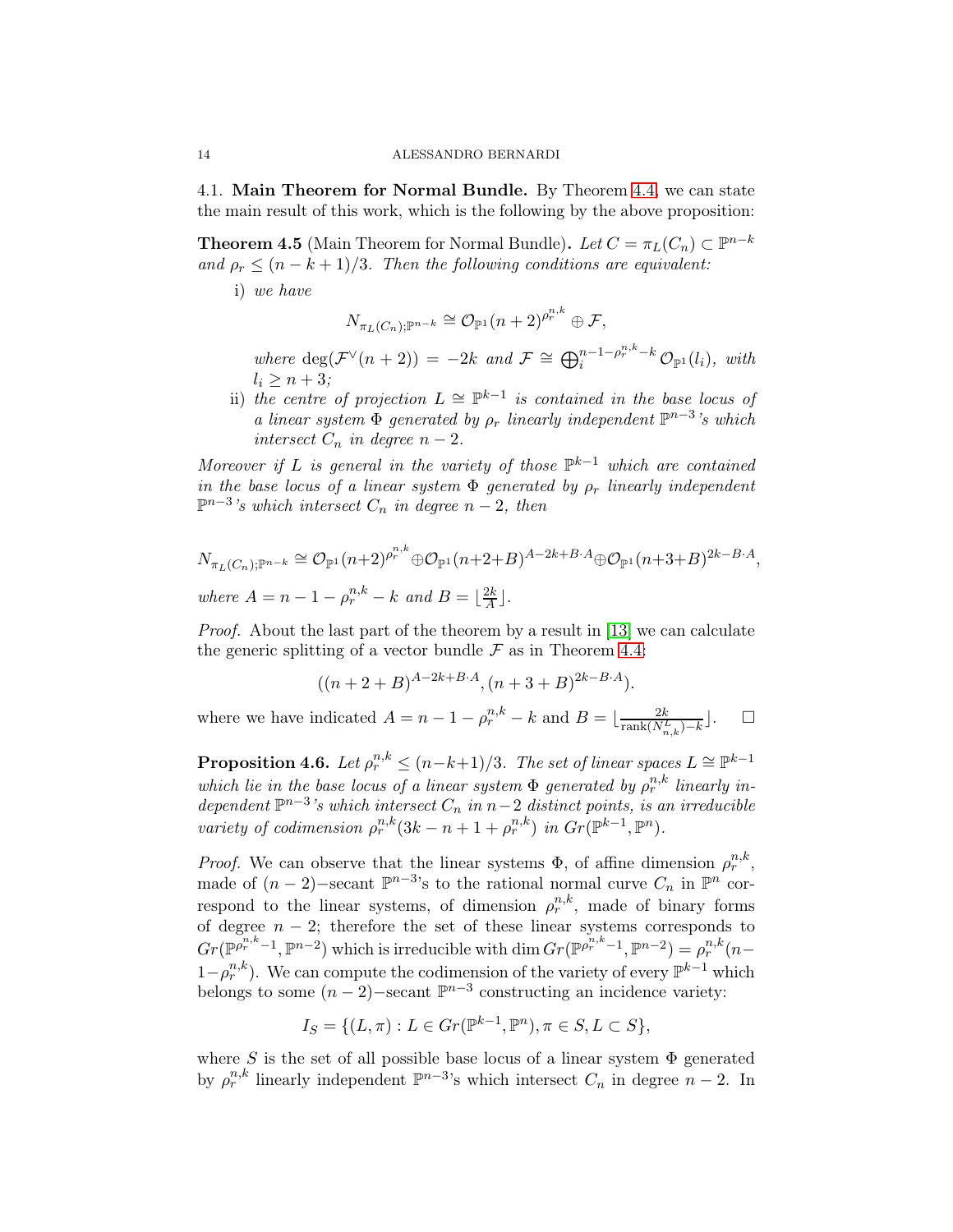4.1. **Main Theorem for Normal Bundle.** By Theorem 4.4, we can state the main result of this work, which is the following by the above proposition:

**Theorem 4.5** (Main Theorem for Normal Bundle)**.** *Let $C = \pi_L(C_n) \subset \mathbb{P}^{n-k}$ and $\rho_r \leq (n-k+1)/3$. Then the following conditions are equivalent:*

i) *we have*

$$N_{\pi_L(C_n);\mathbb{P}^{n-k}} \cong \mathcal{O}_{\mathbb{P}^1}(n+2)^{\rho_r^{n,k}} \oplus \mathcal{F},$$

*where $\deg(\mathcal{F}^\vee(n+2)) = -2k$ and $\mathcal{F} \cong \bigoplus_i^{n-1-\rho_r^{n,k}-k} \mathcal{O}_{\mathbb{P}^1}(l_i)$, with $l_i \geq n+3$;*

ii) *the centre of projection $L \cong \mathbb{P}^{k-1}$ is contained in the base locus of a linear system $\Phi$ generated by $\rho_r$ linearly independent $\mathbb{P}^{n-3}$'s which intersect $C_n$ in degree $n-2$.*

*Moreover if $L$ is general in the variety of those $\mathbb{P}^{k-1}$ which are contained in the base locus of a linear system $\Phi$ generated by $\rho_r$ linearly independent $\mathbb{P}^{n-3}$'s which intersect $C_n$ in degree $n-2$, then*

$$N_{\pi_L(C_n);\mathbb{P}^{n-k}} \cong \mathcal{O}_{\mathbb{P}^1}(n+2)^{\rho_r^{n,k}} \oplus \mathcal{O}_{\mathbb{P}^1}(n+2+B)^{A-2k+B\cdot A} \oplus \mathcal{O}_{\mathbb{P}^1}(n+3+B)^{2k-B\cdot A},$$

*where $A = n-1-\rho_r^{n,k}-k$ and $B = \lfloor \frac{2k}{A} \rfloor$.*

*Proof.* About the last part of the theorem by a result in [13] we can calculate the generic splitting of a vector bundle $\mathcal{F}$ as in Theorem 4.4:

$$((n+2+B)^{A-2k+B\cdot A}, (n+3+B)^{2k-B\cdot A}).$$

where we have indicated $A = n-1-\rho_r^{n,k}-k$ and $B = \lfloor \frac{2k}{\operatorname{rank}(N_{n,k}^L)-k} \rfloor$. $\square$

**Proposition 4.6.** *Let $\rho_r^{n,k} \leq (n-k+1)/3$. The set of linear spaces $L \cong \mathbb{P}^{k-1}$ which lie in the base locus of a linear system $\Phi$ generated by $\rho_r^{n,k}$ linearly independent $\mathbb{P}^{n-3}$'s which intersect $C_n$ in $n-2$ distinct points, is an irreducible variety of codimension $\rho_r^{n,k}(3k-n+1+\rho_r^{n,k})$ in $Gr(\mathbb{P}^{k-1}, \mathbb{P}^n)$.*

*Proof.* We can observe that the linear systems $\Phi$, of affine dimension $\rho_r^{n,k}$, made of $(n-2)-$secant $\mathbb{P}^{n-3}$'s to the rational normal curve $C_n$ in $\mathbb{P}^n$ correspond to the linear systems, of dimension $\rho_r^{n,k}$, made of binary forms of degree $n-2$; therefore the set of these linear systems corresponds to $Gr(\mathbb{P}^{\rho_r^{n,k}-1}, \mathbb{P}^{n-2})$ which is irreducible with $\dim Gr(\mathbb{P}^{\rho_r^{n,k}-1}, \mathbb{P}^{n-2}) = \rho_r^{n,k}(n-1-\rho_r^{n,k})$. We can compute the codimension of the variety of every $\mathbb{P}^{k-1}$ which belongs to some $(n-2)-$secant $\mathbb{P}^{n-3}$ constructing an incidence variety:

$$I_S = \{(L, \pi) : L \in Gr(\mathbb{P}^{k-1}, \mathbb{P}^n), \pi \in S, L \subset S\},$$

where $S$ is the set of all possible base locus of a linear system $\Phi$ generated by $\rho_r^{n,k}$ linearly independent $\mathbb{P}^{n-3}$'s which intersect $C_n$ in degree $n-2$. In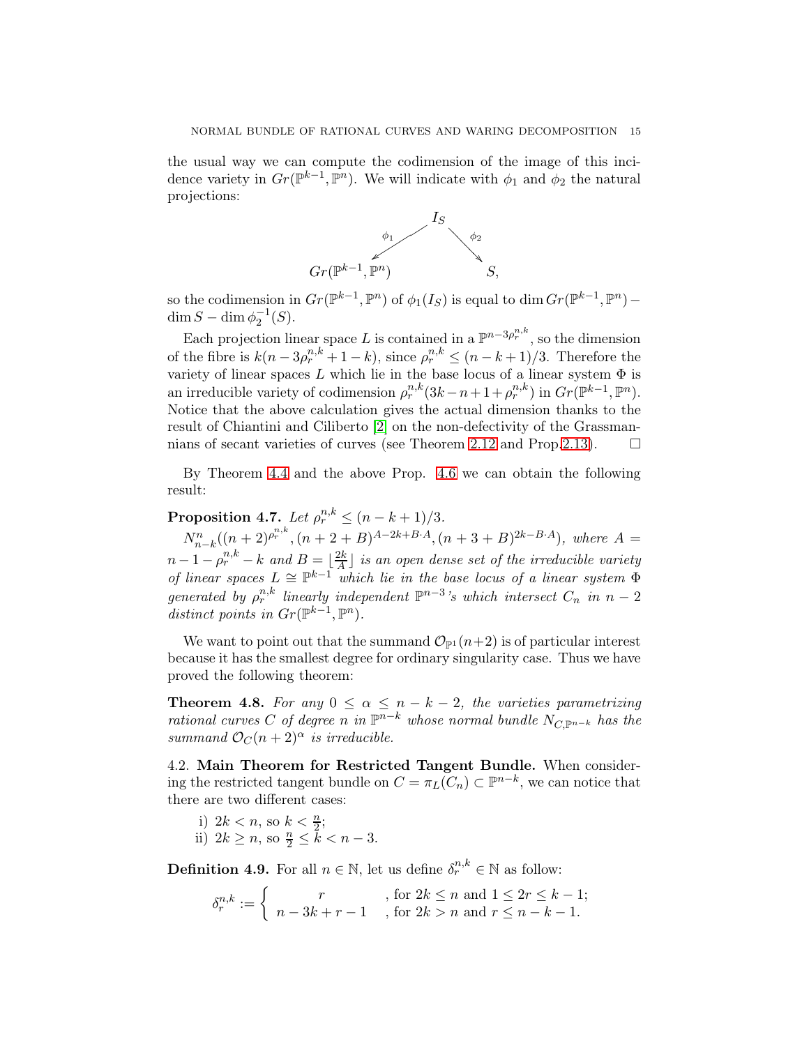the usual way we can compute the codimension of the image of this incidence variety in $Gr(\mathbb{P}^{k-1}, \mathbb{P}^n)$. We will indicate with $\phi_1$ and $\phi_2$ the natural projections:

$$
\begin{array}{ccc}
 & I_S & \\
 {}^{\phi_1}\swarrow & & \searrow^{\phi_2} \\
Gr(\mathbb{P}^{k-1}, \mathbb{P}^n) & & S,
\end{array}
$$

so the codimension in $Gr(\mathbb{P}^{k-1}, \mathbb{P}^n)$ of $\phi_1(I_S)$ is equal to $\dim Gr(\mathbb{P}^{k-1}, \mathbb{P}^n) - \dim S - \dim \phi_2^{-1}(S)$.

Each projection linear space $L$ is contained in a $\mathbb{P}^{n-3\rho_r^{n,k}}$, so the dimension of the fibre is $k(n-3\rho_r^{n,k}+1-k)$, since $\rho_r^{n,k} \leq (n-k+1)/3$. Therefore the variety of linear spaces $L$ which lie in the base locus of a linear system $\Phi$ is an irreducible variety of codimension $\rho_r^{n,k}(3k-n+1+\rho_r^{n,k})$ in $Gr(\mathbb{P}^{k-1}, \mathbb{P}^n)$. Notice that the above calculation gives the actual dimension thanks to the result of Chiantini and Ciliberto [2] on the non-defectivity of the Grassmannians of secant varieties of curves (see Theorem 2.12 and Prop.2.13). □

By Theorem 4.4 and the above Prop. 4.6 we can obtain the following result:

**Proposition 4.7.** *Let $\rho_r^{n,k} \leq (n-k+1)/3$.*

*$N_{n-k}^n((n+2)^{\rho_r^{n,k}}, (n+2+B)^{A-2k+B\cdot A}, (n+3+B)^{2k-B\cdot A})$, where $A = n-1-\rho_r^{n,k}-k$ and $B = \lfloor \frac{2k}{A} \rfloor$ is an open dense set of the irreducible variety of linear spaces $L \cong \mathbb{P}^{k-1}$ which lie in the base locus of a linear system $\Phi$ generated by $\rho_r^{n,k}$ linearly independent $\mathbb{P}^{n-3}$'s which intersect $C_n$ in $n-2$ distinct points in $Gr(\mathbb{P}^{k-1}, \mathbb{P}^n)$.*

We want to point out that the summand $\mathcal{O}_{\mathbb{P}^1}(n+2)$ is of particular interest because it has the smallest degree for ordinary singularity case. Thus we have proved the following theorem:

**Theorem 4.8.** *For any $0 \leq \alpha \leq n-k-2$, the varieties parametrizing rational curves $C$ of degree $n$ in $\mathbb{P}^{n-k}$ whose normal bundle $N_{C,\mathbb{P}^{n-k}}$ has the summand $\mathcal{O}_C(n+2)^\alpha$ is irreducible.*

## 4.2. Main Theorem for Restricted Tangent Bundle.

When considering the restricted tangent bundle on $C = \pi_L(C_n) \subset \mathbb{P}^{n-k}$, we can notice that there are two different cases:

i) $2k < n$, so $k < \frac{n}{2}$;
ii) $2k \geq n$, so $\frac{n}{2} \leq k < n-3$.

**Definition 4.9.** For all $n \in \mathbb{N}$, let us define $\delta_r^{n,k} \in \mathbb{N}$ as follow:

$$
\delta_r^{n,k} := \begin{cases} r & \text{, for } 2k \leq n \text{ and } 1 \leq 2r \leq k-1; \\ n-3k+r-1 & \text{, for } 2k > n \text{ and } r \leq n-k-1. \end{cases}
$$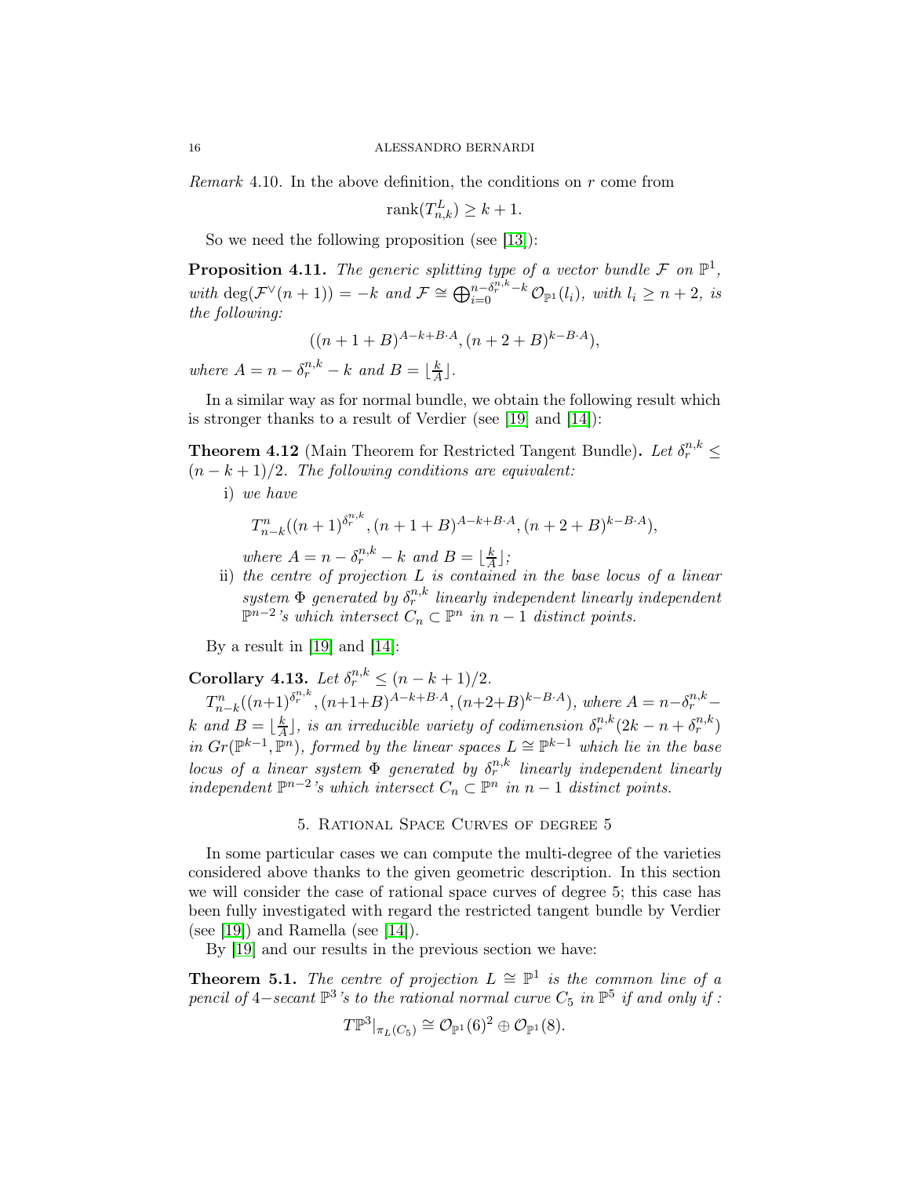*Remark* 4.10. In the above definition, the conditions on $r$ come from

$$\operatorname{rank}(T^L_{n,k}) \geq k+1.$$

So we need the following proposition (see [13]):

**Proposition 4.11.** *The generic splitting type of a vector bundle $\mathcal{F}$ on $\mathbb{P}^1$, with $\deg(\mathcal{F}^\vee(n+1)) = -k$ and $\mathcal{F} \cong \bigoplus_{i=0}^{n-\delta_r^{n,k}-k} \mathcal{O}_{\mathbb{P}^1}(l_i)$, with $l_i \geq n+2$, is the following:*

$$((n+1+B)^{A-k+B\cdot A}, (n+2+B)^{k-B\cdot A}),$$

*where $A = n - \delta_r^{n,k} - k$ and $B = \lfloor \frac{k}{A} \rfloor$.*

In a similar way as for normal bundle, we obtain the following result which is stronger thanks to a result of Verdier (see [19] and [14]):

**Theorem 4.12** (Main Theorem for Restricted Tangent Bundle)**.** *Let $\delta_r^{n,k} \leq (n-k+1)/2$. The following conditions are equivalent:*

i) *we have*

$$T^n_{n-k}((n+1)^{\delta_r^{n,k}}, (n+1+B)^{A-k+B\cdot A}, (n+2+B)^{k-B\cdot A}),$$

*where $A = n - \delta_r^{n,k} - k$ and $B = \lfloor \frac{k}{A} \rfloor$;*

ii) *the centre of projection $L$ is contained in the base locus of a linear system $\Phi$ generated by $\delta_r^{n,k}$ linearly independent linearly independent $\mathbb{P}^{n-2}$'s which intersect $C_n \subset \mathbb{P}^n$ in $n-1$ distinct points.*

By a result in [19] and [14]:

**Corollary 4.13.** *Let $\delta_r^{n,k} \leq (n-k+1)/2$.*

*$T^n_{n-k}((n+1)^{\delta_r^{n,k}}, (n+1+B)^{A-k+B\cdot A}, (n+2+B)^{k-B\cdot A})$, where $A = n-\delta_r^{n,k}-k$ and $B = \lfloor \frac{k}{A} \rfloor$, is an irreducible variety of codimension $\delta_r^{n,k}(2k-n+\delta_r^{n,k})$ in $Gr(\mathbb{P}^{k-1}, \mathbb{P}^n)$, formed by the linear spaces $L \cong \mathbb{P}^{k-1}$ which lie in the base locus of a linear system $\Phi$ generated by $\delta_r^{n,k}$ linearly independent linearly independent $\mathbb{P}^{n-2}$'s which intersect $C_n \subset \mathbb{P}^n$ in $n-1$ distinct points.*

## 5. Rational Space Curves of degree 5

In some particular cases we can compute the multi-degree of the varieties considered above thanks to the given geometric description. In this section we will consider the case of rational space curves of degree 5; this case has been fully investigated with regard the restricted tangent bundle by Verdier (see [19]) and Ramella (see [14]).

By [19] and our results in the previous section we have:

**Theorem 5.1.** *The centre of projection $L \cong \mathbb{P}^1$ is the common line of a pencil of 4−secant $\mathbb{P}^3$'s to the rational normal curve $C_5$ in $\mathbb{P}^5$ if and only if :*

$$T\mathbb{P}^3|_{\pi_L(C_5)} \cong \mathcal{O}_{\mathbb{P}^1}(6)^2 \oplus \mathcal{O}_{\mathbb{P}^1}(8).$$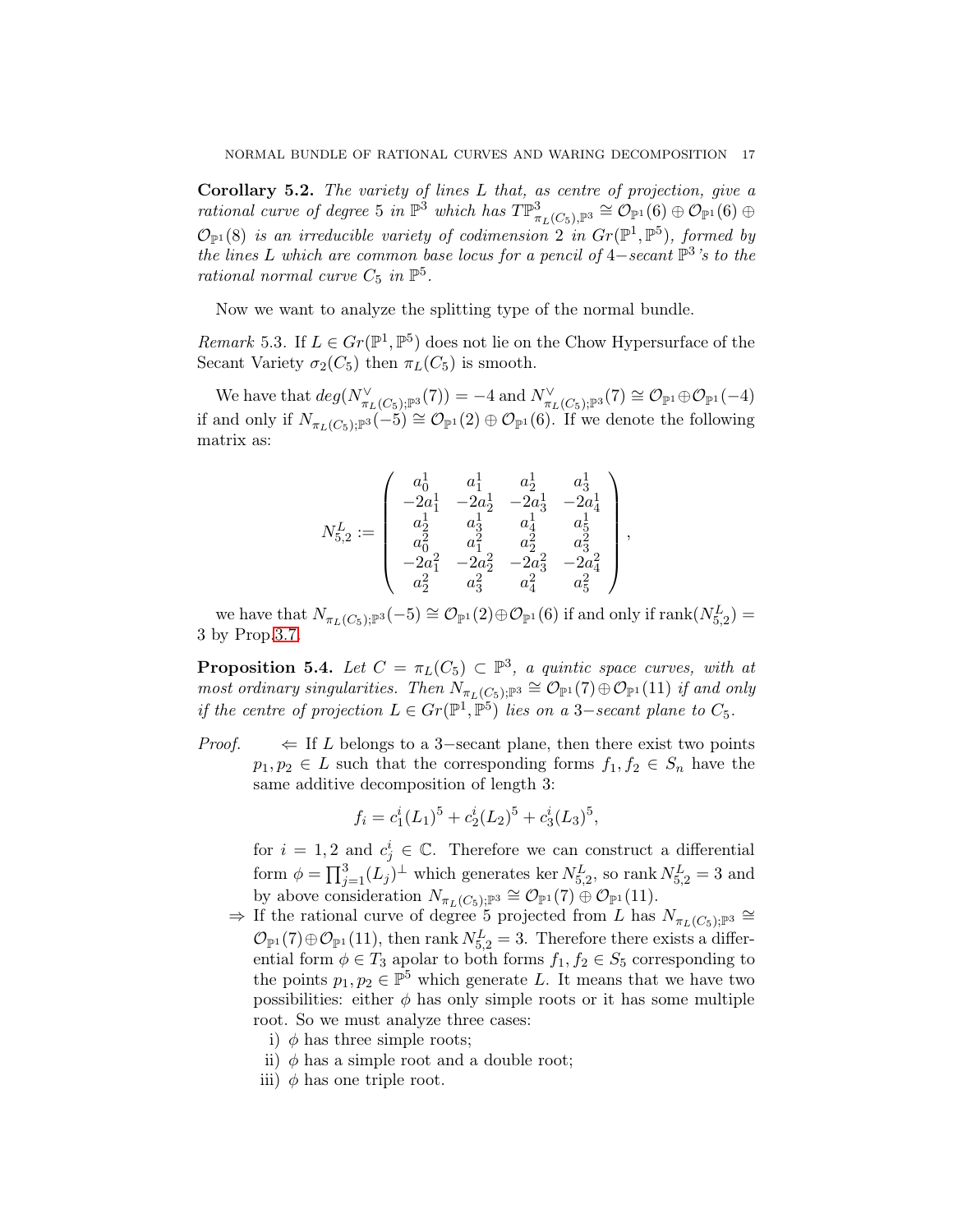**Corollary 5.2.** *The variety of lines $L$ that, as centre of projection, give a rational curve of degree 5 in $\mathbb{P}^3$ which has $T\mathbb{P}^3_{\pi_L(C_5),\mathbb{P}^3} \cong \mathcal{O}_{\mathbb{P}^1}(6) \oplus \mathcal{O}_{\mathbb{P}^1}(6) \oplus \mathcal{O}_{\mathbb{P}^1}(8)$ is an irreducible variety of codimension 2 in $Gr(\mathbb{P}^1, \mathbb{P}^5)$, formed by the lines $L$ which are common base locus for a pencil of 4−secant $\mathbb{P}^3$'s to the rational normal curve $C_5$ in $\mathbb{P}^5$.*

Now we want to analyze the splitting type of the normal bundle.

*Remark* 5.3. If $L \in Gr(\mathbb{P}^1, \mathbb{P}^5)$ does not lie on the Chow Hypersurface of the Secant Variety $\sigma_2(C_5)$ then $\pi_L(C_5)$ is smooth.

We have that $deg(N^{\vee}_{\pi_L(C_5);\mathbb{P}^3}(7)) = -4$ and $N^{\vee}_{\pi_L(C_5);\mathbb{P}^3}(7) \cong \mathcal{O}_{\mathbb{P}^1} \oplus \mathcal{O}_{\mathbb{P}^1}(-4)$ if and only if $N_{\pi_L(C_5);\mathbb{P}^3}(-5) \cong \mathcal{O}_{\mathbb{P}^1}(2) \oplus \mathcal{O}_{\mathbb{P}^1}(6)$. If we denote the following matrix as:

$$N^L_{5,2} := \begin{pmatrix} a^1_0 & a^1_1 & a^1_2 & a^1_3 \\ -2a^1_1 & -2a^1_2 & -2a^1_3 & -2a^1_4 \\ a^1_2 & a^1_3 & a^1_4 & a^1_5 \\ a^2_0 & a^2_1 & a^2_2 & a^2_3 \\ -2a^2_1 & -2a^2_2 & -2a^2_3 & -2a^2_4 \\ a^2_2 & a^2_3 & a^2_4 & a^2_5 \end{pmatrix},$$

we have that $N_{\pi_L(C_5);\mathbb{P}^3}(-5) \cong \mathcal{O}_{\mathbb{P}^1}(2) \oplus \mathcal{O}_{\mathbb{P}^1}(6)$ if and only if $\text{rank}(N^L_{5,2}) = 3$ by Prop.3.7.

**Proposition 5.4.** *Let $C = \pi_L(C_5) \subset \mathbb{P}^3$, a quintic space curves, with at most ordinary singularities. Then $N_{\pi_L(C_5);\mathbb{P}^3} \cong \mathcal{O}_{\mathbb{P}^1}(7) \oplus \mathcal{O}_{\mathbb{P}^1}(11)$ if and only if the centre of projection $L \in Gr(\mathbb{P}^1, \mathbb{P}^5)$ lies on a 3−secant plane to $C_5$.*

*Proof.* $\Leftarrow$ If $L$ belongs to a 3−secant plane, then there exist two points $p_1, p_2 \in L$ such that the corresponding forms $f_1, f_2 \in S_n$ have the same additive decomposition of length 3:

$$f_i = c^i_1(L_1)^5 + c^i_2(L_2)^5 + c^i_3(L_3)^5,$$

for $i = 1, 2$ and $c^i_j \in \mathbb{C}$. Therefore we can construct a differential form $\phi = \prod_{j=1}^{3}(L_j)^{\perp}$ which generates $\ker N^L_{5,2}$, so rank $N^L_{5,2} = 3$ and by above consideration $N_{\pi_L(C_5);\mathbb{P}^3} \cong \mathcal{O}_{\mathbb{P}^1}(7) \oplus \mathcal{O}_{\mathbb{P}^1}(11)$.

$\Rightarrow$ If the rational curve of degree 5 projected from $L$ has $N_{\pi_L(C_5);\mathbb{P}^3} \cong \mathcal{O}_{\mathbb{P}^1}(7) \oplus \mathcal{O}_{\mathbb{P}^1}(11)$, then rank $N^L_{5,2} = 3$. Therefore there exists a differential form $\phi \in T_3$ apolar to both forms $f_1, f_2 \in S_5$ corresponding to the points $p_1, p_2 \in \mathbb{P}^5$ which generate $L$. It means that we have two possibilities: either $\phi$ has only simple roots or it has some multiple root. So we must analyze three cases:

i) $\phi$ has three simple roots;
ii) $\phi$ has a simple root and a double root;
iii) $\phi$ has one triple root.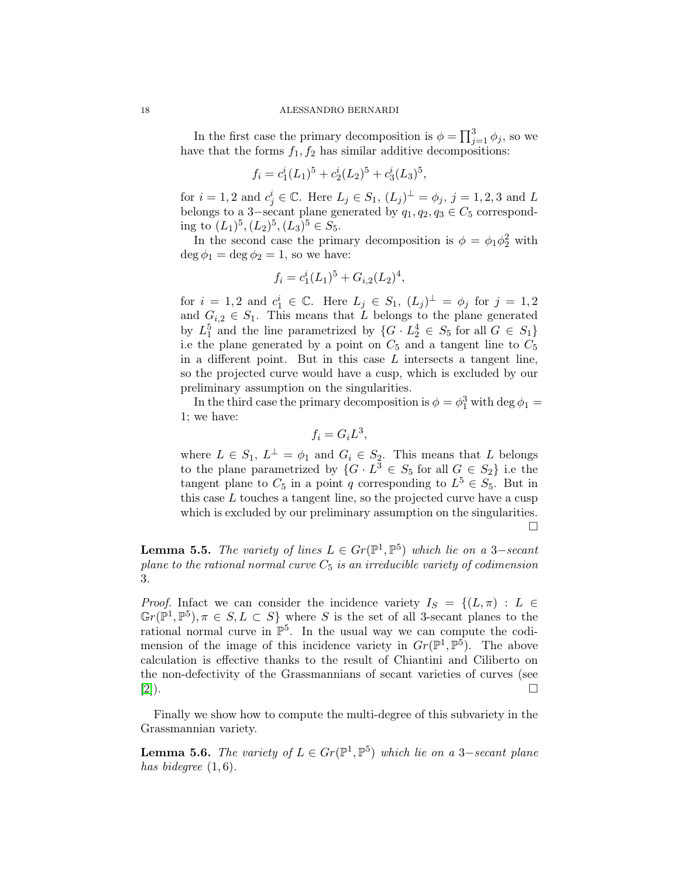In the first case the primary decomposition is $\phi = \prod_{j=1}^{3} \phi_j$, so we have that the forms $f_1, f_2$ has similar additive decompositions:

$$f_i = c_1^i (L_1)^5 + c_2^i (L_2)^5 + c_3^i (L_3)^5,$$

for $i = 1, 2$ and $c_j^i \in \mathbb{C}$. Here $L_j \in S_1$, $(L_j)^\perp = \phi_j$, $j = 1, 2, 3$ and $L$ belongs to a 3−secant plane generated by $q_1, q_2, q_3 \in C_5$ corresponding to $(L_1)^5, (L_2)^5, (L_3)^5 \in S_5$.

In the second case the primary decomposition is $\phi = \phi_1 \phi_2^2$ with $\deg \phi_1 = \deg \phi_2 = 1$, so we have:

$$f_i = c_1^i (L_1)^5 + G_{i,2}(L_2)^4,$$

for $i = 1, 2$ and $c_1^i \in \mathbb{C}$. Here $L_j \in S_1$, $(L_j)^\perp = \phi_j$ for $j = 1, 2$ and $G_{i,2} \in S_1$. This means that $L$ belongs to the plane generated by $L_1^5$ and the line parametrized by $\{G \cdot L_2^4 \in S_5$ for all $G \in S_1\}$ i.e the plane generated by a point on $C_5$ and a tangent line to $C_5$ in a different point. But in this case $L$ intersects a tangent line, so the projected curve would have a cusp, which is excluded by our preliminary assumption on the singularities.

In the third case the primary decomposition is $\phi = \phi_1^3$ with $\deg \phi_1 = 1$; we have:

$$f_i = G_i L^3,$$

where $L \in S_1$, $L^\perp = \phi_1$ and $G_i \in S_2$. This means that $L$ belongs to the plane parametrized by $\{G \cdot L^3 \in S_5$ for all $G \in S_2\}$ i.e the tangent plane to $C_5$ in a point $q$ corresponding to $L^5 \in S_5$. But in this case $L$ touches a tangent line, so the projected curve have a cusp which is excluded by our preliminary assumption on the singularities. □

**Lemma 5.5.** *The variety of lines $L \in Gr(\mathbb{P}^1, \mathbb{P}^5)$ which lie on a 3−secant plane to the rational normal curve $C_5$ is an irreducible variety of codimension 3.*

*Proof.* Infact we can consider the incidence variety $I_S = \{(L, \pi) : L \in \mathbb{G}r(\mathbb{P}^1, \mathbb{P}^5), \pi \in S, L \subset S\}$ where $S$ is the set of all 3-secant planes to the rational normal curve in $\mathbb{P}^5$. In the usual way we can compute the codimension of the image of this incidence variety in $Gr(\mathbb{P}^1, \mathbb{P}^5)$. The above calculation is effective thanks to the result of Chiantini and Ciliberto on the non-defectivity of the Grassmannians of secant varieties of curves (see [2]). □

Finally we show how to compute the multi-degree of this subvariety in the Grassmannian variety.

**Lemma 5.6.** *The variety of $L \in Gr(\mathbb{P}^1, \mathbb{P}^5)$ which lie on a 3−secant plane has bidegree $(1, 6)$.*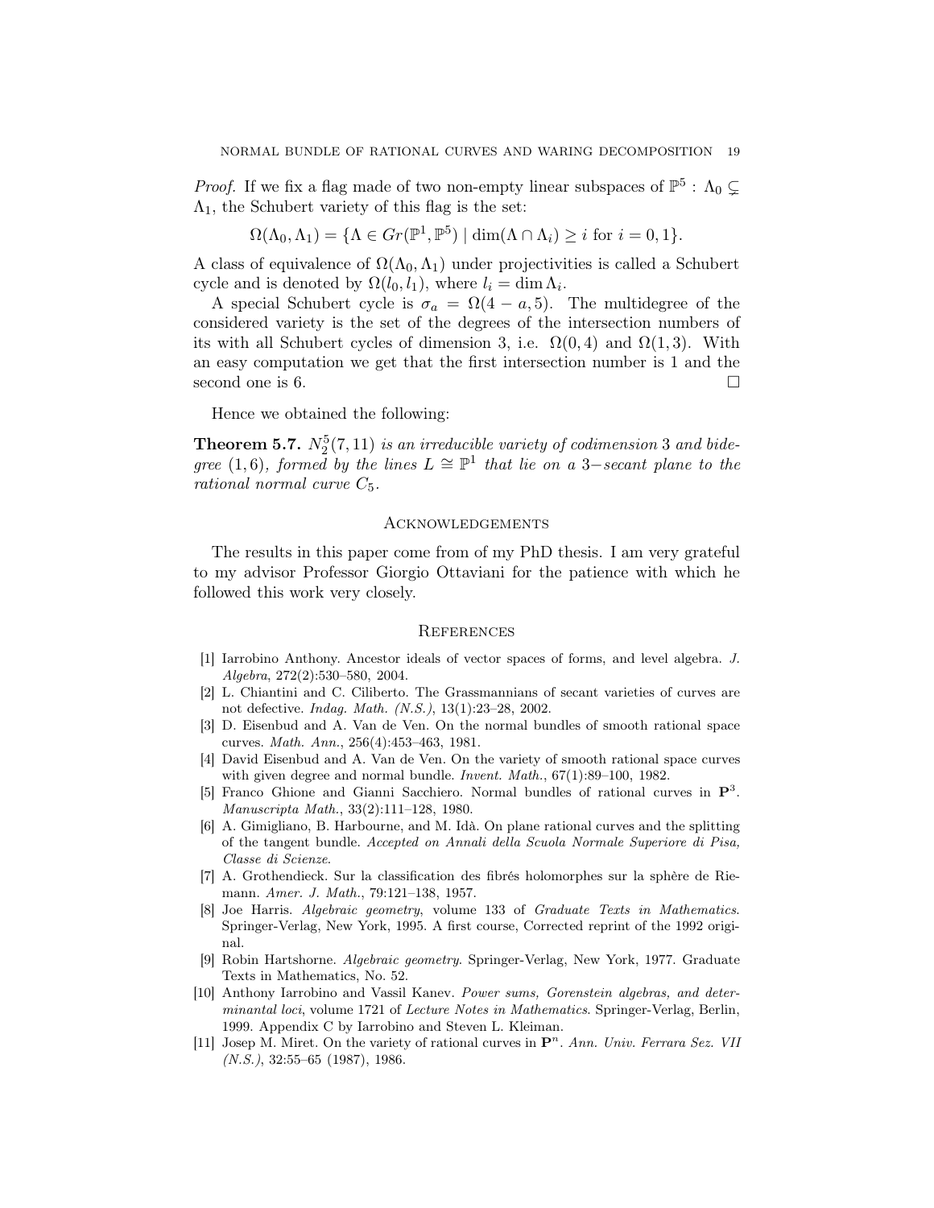*Proof.* If we fix a flag made of two non-empty linear subspaces of $\mathbb{P}^5$ : $\Lambda_0 \subsetneq \Lambda_1$, the Schubert variety of this flag is the set:

$$\Omega(\Lambda_0, \Lambda_1) = \{\Lambda \in Gr(\mathbb{P}^1, \mathbb{P}^5) \mid \dim(\Lambda \cap \Lambda_i) \geq i \text{ for } i = 0, 1\}.$$

A class of equivalence of $\Omega(\Lambda_0, \Lambda_1)$ under projectivities is called a Schubert cycle and is denoted by $\Omega(l_0, l_1)$, where $l_i = \dim \Lambda_i$.

A special Schubert cycle is $\sigma_a = \Omega(4 - a, 5)$. The multidegree of the considered variety is the set of the degrees of the intersection numbers of its with all Schubert cycles of dimension 3, i.e. $\Omega(0, 4)$ and $\Omega(1, 3)$. With an easy computation we get that the first intersection number is 1 and the second one is 6. □

Hence we obtained the following:

**Theorem 5.7.** *$N_2^5(7, 11)$ is an irreducible variety of codimension 3 and bidegree $(1, 6)$, formed by the lines $L \cong \mathbb{P}^1$ that lie on a 3−secant plane to the rational normal curve $C_5$.*

## Acknowledgements

The results in this paper come from of my PhD thesis. I am very grateful to my advisor Professor Giorgio Ottaviani for the patience with which he followed this work very closely.

## References

[1] Iarrobino Anthony. Ancestor ideals of vector spaces of forms, and level algebra. *J. Algebra*, 272(2):530–580, 2004.

[2] L. Chiantini and C. Ciliberto. The Grassmannians of secant varieties of curves are not defective. *Indag. Math. (N.S.)*, 13(1):23–28, 2002.

[3] D. Eisenbud and A. Van de Ven. On the normal bundles of smooth rational space curves. *Math. Ann.*, 256(4):453–463, 1981.

[4] David Eisenbud and A. Van de Ven. On the variety of smooth rational space curves with given degree and normal bundle. *Invent. Math.*, 67(1):89–100, 1982.

[5] Franco Ghione and Gianni Sacchiero. Normal bundles of rational curves in $\mathbf{P}^3$. *Manuscripta Math.*, 33(2):111–128, 1980.

[6] A. Gimigliano, B. Harbourne, and M. Idà. On plane rational curves and the splitting of the tangent bundle. *Accepted on Annali della Scuola Normale Superiore di Pisa, Classe di Scienze*.

[7] A. Grothendieck. Sur la classification des fibrés holomorphes sur la sphère de Riemann. *Amer. J. Math.*, 79:121–138, 1957.

[8] Joe Harris. *Algebraic geometry*, volume 133 of *Graduate Texts in Mathematics*. Springer-Verlag, New York, 1995. A first course, Corrected reprint of the 1992 original.

[9] Robin Hartshorne. *Algebraic geometry*. Springer-Verlag, New York, 1977. Graduate Texts in Mathematics, No. 52.

[10] Anthony Iarrobino and Vassil Kanev. *Power sums, Gorenstein algebras, and determinantal loci*, volume 1721 of *Lecture Notes in Mathematics*. Springer-Verlag, Berlin, 1999. Appendix C by Iarrobino and Steven L. Kleiman.

[11] Josep M. Miret. On the variety of rational curves in $\mathbf{P}^n$. *Ann. Univ. Ferrara Sez. VII (N.S.)*, 32:55–65 (1987), 1986.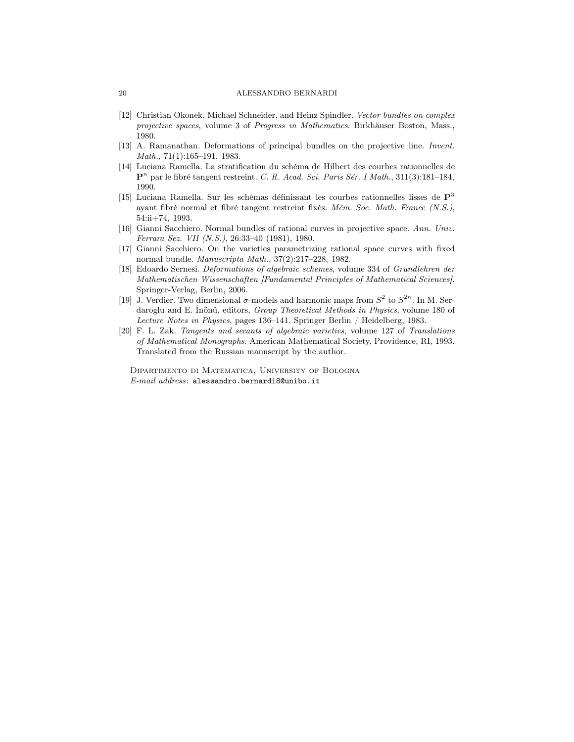[12] Christian Okonek, Michael Schneider, and Heinz Spindler. *Vector bundles on complex projective spaces*, volume 3 of *Progress in Mathematics*. Birkhäuser Boston, Mass., 1980.

[13] A. Ramanathan. Deformations of principal bundles on the projective line. *Invent. Math.*, 71(1):165–191, 1983.

[14] Luciana Ramella. La stratification du schéma de Hilbert des courbes rationnelles de $\mathbf{P}^n$ par le fibré tangent restreint. *C. R. Acad. Sci. Paris Sér. I Math.*, 311(3):181–184, 1990.

[15] Luciana Ramella. Sur les schémas définissant les courbes rationnelles lisses de $\mathbf{P}^3$ ayant fibré normal et fibré tangent restreint fixés. *Mém. Soc. Math. France (N.S.)*, 54:ii+74, 1993.

[16] Gianni Sacchiero. Normal bundles of rational curves in projective space. *Ann. Univ. Ferrara Sez. VII (N.S.)*, 26:33–40 (1981), 1980.

[17] Gianni Sacchiero. On the varieties parametrizing rational space curves with fixed normal bundle. *Manuscripta Math.*, 37(2):217–228, 1982.

[18] Edoardo Sernesi. *Deformations of algebraic schemes*, volume 334 of *Grundlehren der Mathematischen Wissenschaften [Fundamental Principles of Mathematical Sciences]*. Springer-Verlag, Berlin, 2006.

[19] J. Verdier. Two dimensional $\sigma$-models and harmonic maps from $S^2$ to $S^{2n}$. In M. Serdaroglu and E. Ínönü, editors, *Group Theoretical Methods in Physics*, volume 180 of *Lecture Notes in Physics*, pages 136–141. Springer Berlin / Heidelberg, 1983.

[20] F. L. Zak. *Tangents and secants of algebraic varieties*, volume 127 of *Translations of Mathematical Monographs*. American Mathematical Society, Providence, RI, 1993. Translated from the Russian manuscript by the author.

Dipartimento di Matematica, University of Bologna
*E-mail address*: alessandro.bernardi8@unibo.it